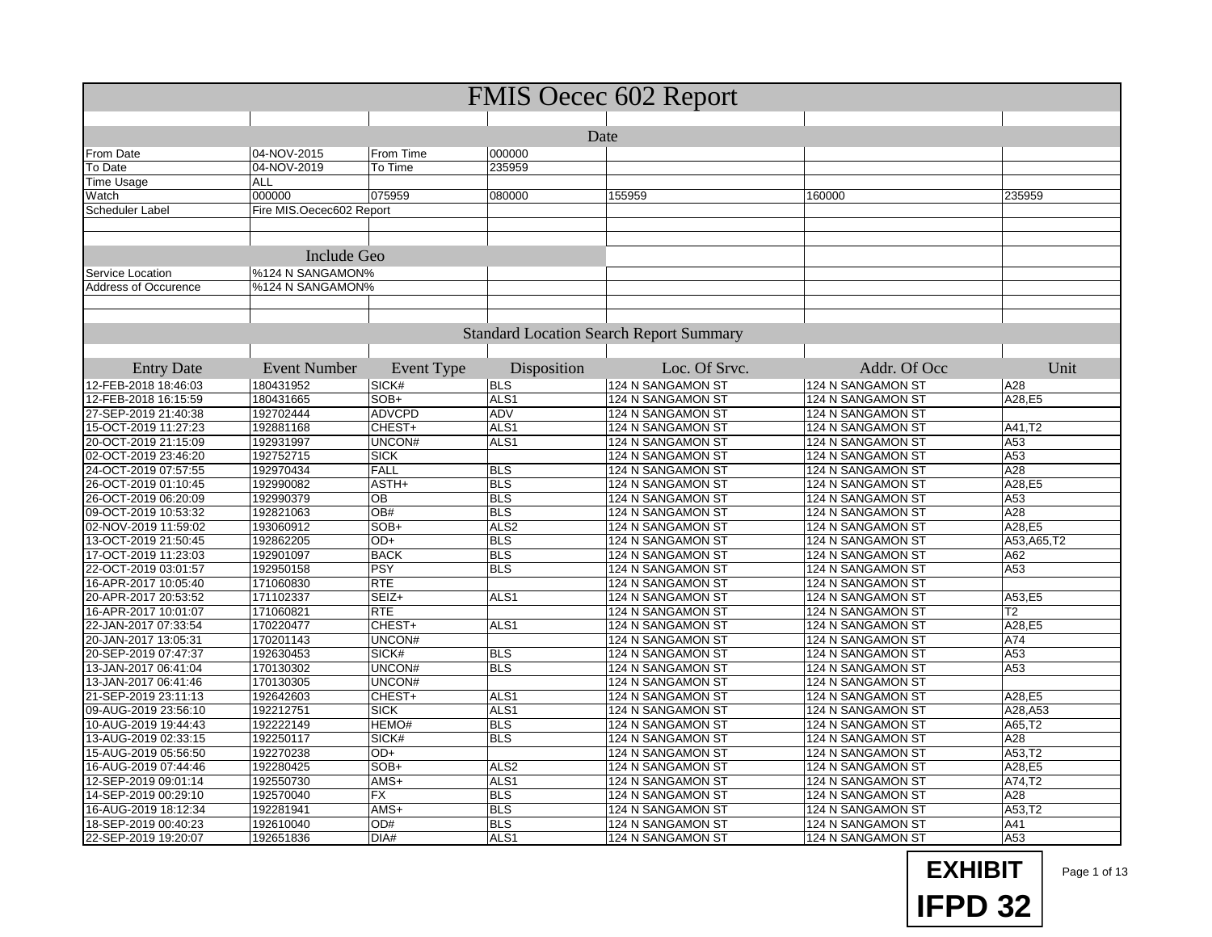# FMIS Oecec 602 Report

## Date

| | | | | | | |
|---|---|---|---|---|---|---|
| From Date | 04-NOV-2015 | From Time | 000000 | | | |
| To Date | 04-NOV-2019 | To Time | 235959 | | | |
| Time Usage | ALL | | | | | |
| Watch | 000000 | 075959 | 080000 | 155959 | 160000 | 235959 |
| Scheduler Label | Fire MIS.Oecec602 Report | | | | | |

## Include Geo

| | |
|---|---|
| Service Location | %124 N SANGAMON% |
| Address of Occurence | %124 N SANGAMON% |

## Standard Location Search Report Summary

| Entry Date | Event Number | Event Type | Disposition | Loc. Of Srvc. | Addr. Of Occ | Unit |
|---|---|---|---|---|---|---|
| 12-FEB-2018 18:46:03 | 180431952 | SICK# | BLS | 124 N SANGAMON ST | 124 N SANGAMON ST | A28 |
| 12-FEB-2018 16:15:59 | 180431665 | SOB+ | ALS1 | 124 N SANGAMON ST | 124 N SANGAMON ST | A28,E5 |
| 27-SEP-2019 21:40:38 | 192702444 | ADVCPD | ADV | 124 N SANGAMON ST | 124 N SANGAMON ST | |
| 15-OCT-2019 11:27:23 | 192881168 | CHEST+ | ALS1 | 124 N SANGAMON ST | 124 N SANGAMON ST | A41,T2 |
| 20-OCT-2019 21:15:09 | 192931997 | UNCON# | ALS1 | 124 N SANGAMON ST | 124 N SANGAMON ST | A53 |
| 02-OCT-2019 23:46:20 | 192752715 | SICK | | 124 N SANGAMON ST | 124 N SANGAMON ST | A53 |
| 24-OCT-2019 07:57:55 | 192970434 | FALL | BLS | 124 N SANGAMON ST | 124 N SANGAMON ST | A28 |
| 26-OCT-2019 01:10:45 | 192990082 | ASTH+ | BLS | 124 N SANGAMON ST | 124 N SANGAMON ST | A28,E5 |
| 26-OCT-2019 06:20:09 | 192990379 | OB | BLS | 124 N SANGAMON ST | 124 N SANGAMON ST | A53 |
| 09-OCT-2019 10:53:32 | 192821063 | OB# | BLS | 124 N SANGAMON ST | 124 N SANGAMON ST | A28 |
| 02-NOV-2019 11:59:02 | 193060912 | SOB+ | ALS2 | 124 N SANGAMON ST | 124 N SANGAMON ST | A28,E5 |
| 13-OCT-2019 21:50:45 | 192862205 | OD+ | BLS | 124 N SANGAMON ST | 124 N SANGAMON ST | A53,A65,T2 |
| 17-OCT-2019 11:23:03 | 192901097 | BACK | BLS | 124 N SANGAMON ST | 124 N SANGAMON ST | A62 |
| 22-OCT-2019 03:01:57 | 192950158 | PSY | BLS | 124 N SANGAMON ST | 124 N SANGAMON ST | A53 |
| 16-APR-2017 10:05:40 | 171060830 | RTE | | 124 N SANGAMON ST | 124 N SANGAMON ST | |
| 20-APR-2017 20:53:52 | 171102337 | SEIZ+ | ALS1 | 124 N SANGAMON ST | 124 N SANGAMON ST | A53,E5 |
| 16-APR-2017 10:01:07 | 171060821 | RTE | | 124 N SANGAMON ST | 124 N SANGAMON ST | T2 |
| 22-JAN-2017 07:33:54 | 170220477 | CHEST+ | ALS1 | 124 N SANGAMON ST | 124 N SANGAMON ST | A28,E5 |
| 20-JAN-2017 13:05:31 | 170201143 | UNCON# | | 124 N SANGAMON ST | 124 N SANGAMON ST | A74 |
| 20-SEP-2019 07:47:37 | 192630453 | SICK# | BLS | 124 N SANGAMON ST | 124 N SANGAMON ST | A53 |
| 13-JAN-2017 06:41:04 | 170130302 | UNCON# | BLS | 124 N SANGAMON ST | 124 N SANGAMON ST | A53 |
| 13-JAN-2017 06:41:46 | 170130305 | UNCON# | | 124 N SANGAMON ST | 124 N SANGAMON ST | |
| 21-SEP-2019 23:11:13 | 192642603 | CHEST+ | ALS1 | 124 N SANGAMON ST | 124 N SANGAMON ST | A28,E5 |
| 09-AUG-2019 23:56:10 | 192212751 | SICK | ALS1 | 124 N SANGAMON ST | 124 N SANGAMON ST | A28,A53 |
| 10-AUG-2019 19:44:43 | 192222149 | HEMO# | BLS | 124 N SANGAMON ST | 124 N SANGAMON ST | A65,T2 |
| 13-AUG-2019 02:33:15 | 192250117 | SICK# | BLS | 124 N SANGAMON ST | 124 N SANGAMON ST | A28 |
| 15-AUG-2019 05:56:50 | 192270238 | OD+ | | 124 N SANGAMON ST | 124 N SANGAMON ST | A53,T2 |
| 16-AUG-2019 07:44:46 | 192280425 | SOB+ | ALS2 | 124 N SANGAMON ST | 124 N SANGAMON ST | A28,E5 |
| 12-SEP-2019 09:01:14 | 192550730 | AMS+ | ALS1 | 124 N SANGAMON ST | 124 N SANGAMON ST | A74,T2 |
| 14-SEP-2019 00:29:10 | 192570040 | FX | BLS | 124 N SANGAMON ST | 124 N SANGAMON ST | A28 |
| 16-AUG-2019 18:12:34 | 192281941 | AMS+ | BLS | 124 N SANGAMON ST | 124 N SANGAMON ST | A53,T2 |
| 18-SEP-2019 00:40:23 | 192610040 | OD# | BLS | 124 N SANGAMON ST | 124 N SANGAMON ST | A41 |
| 22-SEP-2019 19:20:07 | 192651836 | DIA# | ALS1 | 124 N SANGAMON ST | 124 N SANGAMON ST | A53 |

**EXHIBIT IFPD 32**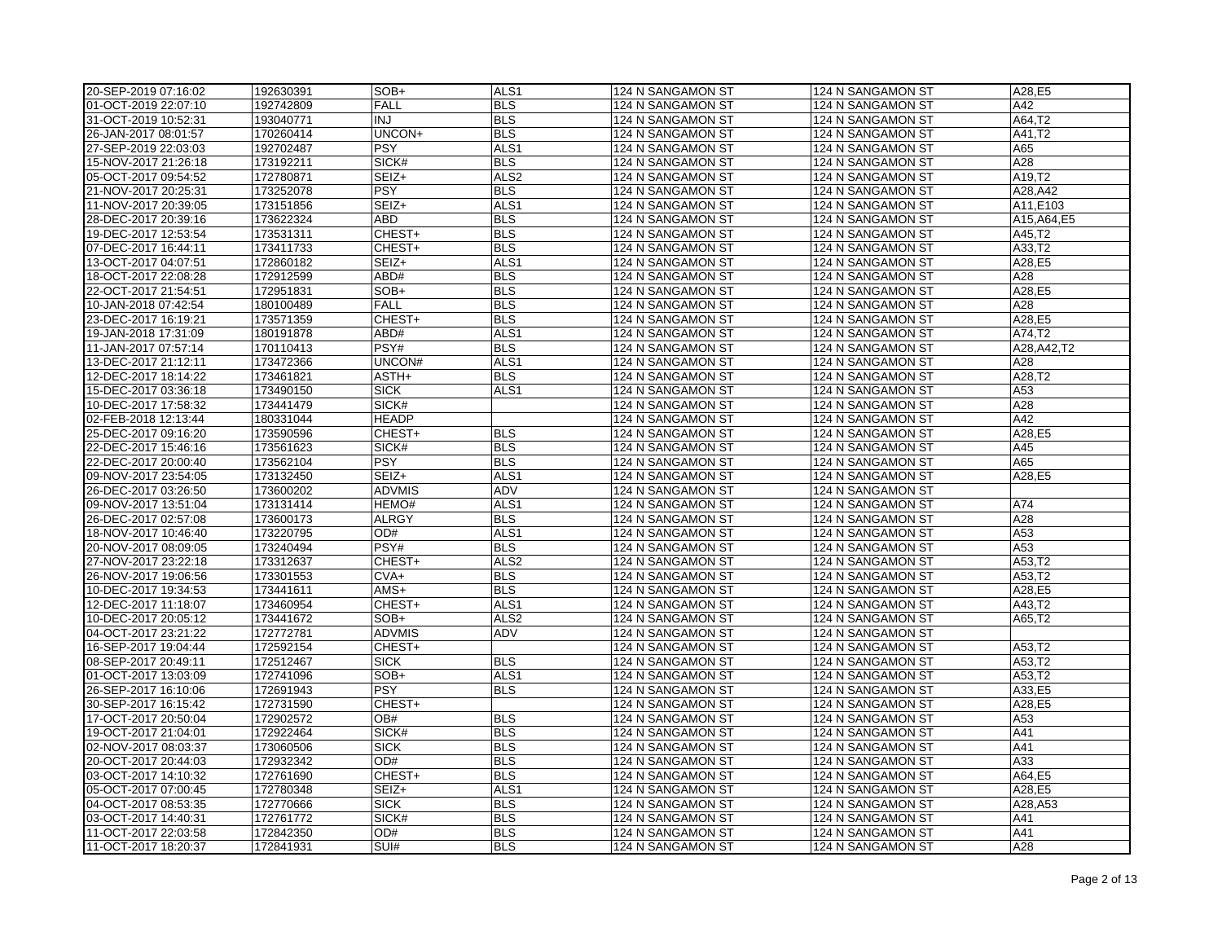| | | | | | | |
|---|---|---|---|---|---|---|
| 20-SEP-2019 07:16:02 | 192630391 | SOB+ | ALS1 | 124 N SANGAMON ST | 124 N SANGAMON ST | A28,E5 |
| 01-OCT-2019 22:07:10 | 192742809 | FALL | BLS | 124 N SANGAMON ST | 124 N SANGAMON ST | A42 |
| 31-OCT-2019 10:52:31 | 193040771 | INJ | BLS | 124 N SANGAMON ST | 124 N SANGAMON ST | A64,T2 |
| 26-JAN-2017 08:01:57 | 170260414 | UNCON+ | BLS | 124 N SANGAMON ST | 124 N SANGAMON ST | A41,T2 |
| 27-SEP-2019 22:03:03 | 192702487 | PSY | ALS1 | 124 N SANGAMON ST | 124 N SANGAMON ST | A65 |
| 15-NOV-2017 21:26:18 | 173192211 | SICK# | BLS | 124 N SANGAMON ST | 124 N SANGAMON ST | A28 |
| 05-OCT-2017 09:54:52 | 172780871 | SEIZ+ | ALS2 | 124 N SANGAMON ST | 124 N SANGAMON ST | A19,T2 |
| 21-NOV-2017 20:25:31 | 173252078 | PSY | BLS | 124 N SANGAMON ST | 124 N SANGAMON ST | A28,A42 |
| 11-NOV-2017 20:39:05 | 173151856 | SEIZ+ | ALS1 | 124 N SANGAMON ST | 124 N SANGAMON ST | A11,E103 |
| 28-DEC-2017 20:39:16 | 173622324 | ABD | BLS | 124 N SANGAMON ST | 124 N SANGAMON ST | A15,A64,E5 |
| 19-DEC-2017 12:53:54 | 173531311 | CHEST+ | BLS | 124 N SANGAMON ST | 124 N SANGAMON ST | A45,T2 |
| 07-DEC-2017 16:44:11 | 173411733 | CHEST+ | BLS | 124 N SANGAMON ST | 124 N SANGAMON ST | A33,T2 |
| 13-OCT-2017 04:07:51 | 172860182 | SEIZ+ | ALS1 | 124 N SANGAMON ST | 124 N SANGAMON ST | A28,E5 |
| 18-OCT-2017 22:08:28 | 172912599 | ABD# | BLS | 124 N SANGAMON ST | 124 N SANGAMON ST | A28 |
| 22-OCT-2017 21:54:51 | 172951831 | SOB+ | BLS | 124 N SANGAMON ST | 124 N SANGAMON ST | A28,E5 |
| 10-JAN-2018 07:42:54 | 180100489 | FALL | BLS | 124 N SANGAMON ST | 124 N SANGAMON ST | A28 |
| 23-DEC-2017 16:19:21 | 173571359 | CHEST+ | BLS | 124 N SANGAMON ST | 124 N SANGAMON ST | A28,E5 |
| 19-JAN-2018 17:31:09 | 180191878 | ABD# | ALS1 | 124 N SANGAMON ST | 124 N SANGAMON ST | A74,T2 |
| 11-JAN-2017 07:57:14 | 170110413 | PSY# | BLS | 124 N SANGAMON ST | 124 N SANGAMON ST | A28,A42,T2 |
| 13-DEC-2017 21:12:11 | 173472366 | UNCON# | ALS1 | 124 N SANGAMON ST | 124 N SANGAMON ST | A28 |
| 12-DEC-2017 18:14:22 | 173461821 | ASTH+ | BLS | 124 N SANGAMON ST | 124 N SANGAMON ST | A28,T2 |
| 15-DEC-2017 03:36:18 | 173490150 | SICK | ALS1 | 124 N SANGAMON ST | 124 N SANGAMON ST | A53 |
| 10-DEC-2017 17:58:32 | 173441479 | SICK# | | 124 N SANGAMON ST | 124 N SANGAMON ST | A28 |
| 02-FEB-2018 12:13:44 | 180331044 | HEADP | | 124 N SANGAMON ST | 124 N SANGAMON ST | A42 |
| 25-DEC-2017 09:16:20 | 173590596 | CHEST+ | BLS | 124 N SANGAMON ST | 124 N SANGAMON ST | A28,E5 |
| 22-DEC-2017 15:46:16 | 173561623 | SICK# | BLS | 124 N SANGAMON ST | 124 N SANGAMON ST | A45 |
| 22-DEC-2017 20:00:40 | 173562104 | PSY | BLS | 124 N SANGAMON ST | 124 N SANGAMON ST | A65 |
| 09-NOV-2017 23:54:05 | 173132450 | SEIZ+ | ALS1 | 124 N SANGAMON ST | 124 N SANGAMON ST | A28,E5 |
| 26-DEC-2017 03:26:50 | 173600202 | ADVMIS | ADV | 124 N SANGAMON ST | 124 N SANGAMON ST | |
| 09-NOV-2017 13:51:04 | 173131414 | HEMO# | ALS1 | 124 N SANGAMON ST | 124 N SANGAMON ST | A74 |
| 26-DEC-2017 02:57:08 | 173600173 | ALRGY | BLS | 124 N SANGAMON ST | 124 N SANGAMON ST | A28 |
| 18-NOV-2017 10:46:40 | 173220795 | OD# | ALS1 | 124 N SANGAMON ST | 124 N SANGAMON ST | A53 |
| 20-NOV-2017 08:09:05 | 173240494 | PSY# | BLS | 124 N SANGAMON ST | 124 N SANGAMON ST | A53 |
| 27-NOV-2017 23:22:18 | 173312637 | CHEST+ | ALS2 | 124 N SANGAMON ST | 124 N SANGAMON ST | A53,T2 |
| 26-NOV-2017 19:06:56 | 173301553 | CVA+ | BLS | 124 N SANGAMON ST | 124 N SANGAMON ST | A53,T2 |
| 10-DEC-2017 19:34:53 | 173441611 | AMS+ | BLS | 124 N SANGAMON ST | 124 N SANGAMON ST | A28,E5 |
| 12-DEC-2017 11:18:07 | 173460954 | CHEST+ | ALS1 | 124 N SANGAMON ST | 124 N SANGAMON ST | A43,T2 |
| 10-DEC-2017 20:05:12 | 173441672 | SOB+ | ALS2 | 124 N SANGAMON ST | 124 N SANGAMON ST | A65,T2 |
| 04-OCT-2017 23:21:22 | 172772781 | ADVMIS | ADV | 124 N SANGAMON ST | 124 N SANGAMON ST | |
| 16-SEP-2017 19:04:44 | 172592154 | CHEST+ | | 124 N SANGAMON ST | 124 N SANGAMON ST | A53,T2 |
| 08-SEP-2017 20:49:11 | 172512467 | SICK | BLS | 124 N SANGAMON ST | 124 N SANGAMON ST | A53,T2 |
| 01-OCT-2017 13:03:09 | 172741096 | SOB+ | ALS1 | 124 N SANGAMON ST | 124 N SANGAMON ST | A53,T2 |
| 26-SEP-2017 16:10:06 | 172691943 | PSY | BLS | 124 N SANGAMON ST | 124 N SANGAMON ST | A33,E5 |
| 30-SEP-2017 16:15:42 | 172731590 | CHEST+ | | 124 N SANGAMON ST | 124 N SANGAMON ST | A28,E5 |
| 17-OCT-2017 20:50:04 | 172902572 | OB# | BLS | 124 N SANGAMON ST | 124 N SANGAMON ST | A53 |
| 19-OCT-2017 21:04:01 | 172922464 | SICK# | BLS | 124 N SANGAMON ST | 124 N SANGAMON ST | A41 |
| 02-NOV-2017 08:03:37 | 173060506 | SICK | BLS | 124 N SANGAMON ST | 124 N SANGAMON ST | A41 |
| 20-OCT-2017 20:44:03 | 172932342 | OD# | BLS | 124 N SANGAMON ST | 124 N SANGAMON ST | A33 |
| 03-OCT-2017 14:10:32 | 172761690 | CHEST+ | BLS | 124 N SANGAMON ST | 124 N SANGAMON ST | A64,E5 |
| 05-OCT-2017 07:00:45 | 172780348 | SEIZ+ | ALS1 | 124 N SANGAMON ST | 124 N SANGAMON ST | A28,E5 |
| 04-OCT-2017 08:53:35 | 172770666 | SICK | BLS | 124 N SANGAMON ST | 124 N SANGAMON ST | A28,A53 |
| 03-OCT-2017 14:40:31 | 172761772 | SICK# | BLS | 124 N SANGAMON ST | 124 N SANGAMON ST | A41 |
| 11-OCT-2017 22:03:58 | 172842350 | OD# | BLS | 124 N SANGAMON ST | 124 N SANGAMON ST | A41 |
| 11-OCT-2017 18:20:37 | 172841931 | SUI# | BLS | 124 N SANGAMON ST | 124 N SANGAMON ST | A28 |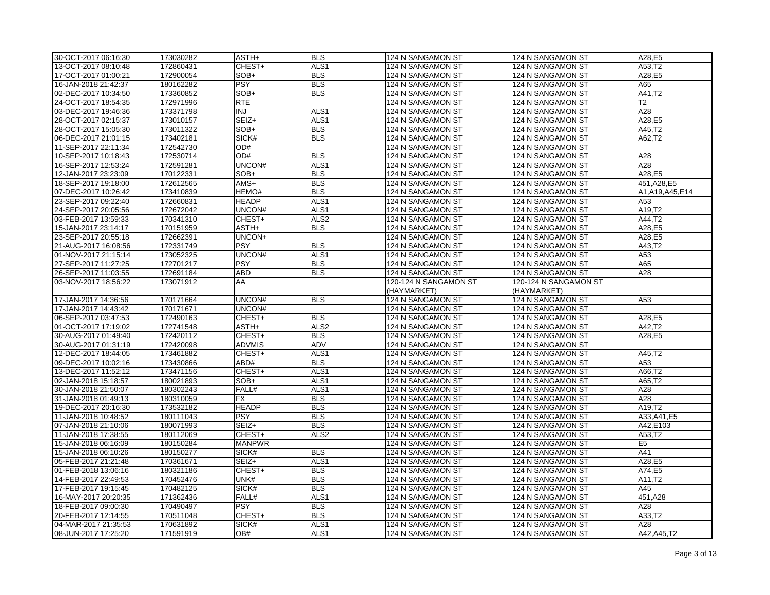| | | | | | | |
|---|---|---|---|---|---|---|
| 30-OCT-2017 06:16:30 | 173030282 | ASTH+ | BLS | 124 N SANGAMON ST | 124 N SANGAMON ST | A28,E5 |
| 13-OCT-2017 08:10:48 | 172860431 | CHEST+ | ALS1 | 124 N SANGAMON ST | 124 N SANGAMON ST | A53,T2 |
| 17-OCT-2017 01:00:21 | 172900054 | SOB+ | BLS | 124 N SANGAMON ST | 124 N SANGAMON ST | A28,E5 |
| 16-JAN-2018 21:42:37 | 180162282 | PSY | BLS | 124 N SANGAMON ST | 124 N SANGAMON ST | A65 |
| 02-DEC-2017 10:34:50 | 173360852 | SOB+ | BLS | 124 N SANGAMON ST | 124 N SANGAMON ST | A41,T2 |
| 24-OCT-2017 18:54:35 | 172971996 | RTE | | 124 N SANGAMON ST | 124 N SANGAMON ST | T2 |
| 03-DEC-2017 19:46:36 | 173371798 | INJ | ALS1 | 124 N SANGAMON ST | 124 N SANGAMON ST | A28 |
| 28-OCT-2017 02:15:37 | 173010157 | SEIZ+ | ALS1 | 124 N SANGAMON ST | 124 N SANGAMON ST | A28,E5 |
| 28-OCT-2017 15:05:30 | 173011322 | SOB+ | BLS | 124 N SANGAMON ST | 124 N SANGAMON ST | A45,T2 |
| 06-DEC-2017 21:01:15 | 173402181 | SICK# | BLS | 124 N SANGAMON ST | 124 N SANGAMON ST | A62,T2 |
| 11-SEP-2017 22:11:34 | 172542730 | OD# | | 124 N SANGAMON ST | 124 N SANGAMON ST | |
| 10-SEP-2017 10:18:43 | 172530714 | OD# | BLS | 124 N SANGAMON ST | 124 N SANGAMON ST | A28 |
| 16-SEP-2017 12:53:24 | 172591281 | UNCON# | ALS1 | 124 N SANGAMON ST | 124 N SANGAMON ST | A28 |
| 12-JAN-2017 23:23:09 | 170122331 | SOB+ | BLS | 124 N SANGAMON ST | 124 N SANGAMON ST | A28,E5 |
| 18-SEP-2017 19:18:00 | 172612565 | AMS+ | BLS | 124 N SANGAMON ST | 124 N SANGAMON ST | 451,A28,E5 |
| 07-DEC-2017 10:26:42 | 173410839 | HEMO# | BLS | 124 N SANGAMON ST | 124 N SANGAMON ST | A1,A19,A45,E14 |
| 23-SEP-2017 09:22:40 | 172660831 | HEADP | ALS1 | 124 N SANGAMON ST | 124 N SANGAMON ST | A53 |
| 24-SEP-2017 20:05:56 | 172672042 | UNCON# | ALS1 | 124 N SANGAMON ST | 124 N SANGAMON ST | A19,T2 |
| 03-FEB-2017 13:59:33 | 170341310 | CHEST+ | ALS2 | 124 N SANGAMON ST | 124 N SANGAMON ST | A44,T2 |
| 15-JAN-2017 23:14:17 | 170151959 | ASTH+ | BLS | 124 N SANGAMON ST | 124 N SANGAMON ST | A28,E5 |
| 23-SEP-2017 20:55:18 | 172662391 | UNCON+ | | 124 N SANGAMON ST | 124 N SANGAMON ST | A28,E5 |
| 21-AUG-2017 16:08:56 | 172331749 | PSY | BLS | 124 N SANGAMON ST | 124 N SANGAMON ST | A43,T2 |
| 01-NOV-2017 21:15:14 | 173052325 | UNCON# | ALS1 | 124 N SANGAMON ST | 124 N SANGAMON ST | A53 |
| 27-SEP-2017 11:27:25 | 172701217 | PSY | BLS | 124 N SANGAMON ST | 124 N SANGAMON ST | A65 |
| 26-SEP-2017 11:03:55 | 172691184 | ABD | BLS | 124 N SANGAMON ST | 124 N SANGAMON ST | A28 |
| 03-NOV-2017 18:56:22 | 173071912 | AA | | 120-124 N SANGAMON ST (HAYMARKET) | 120-124 N SANGAMON ST (HAYMARKET) | |
| 17-JAN-2017 14:36:56 | 170171664 | UNCON# | BLS | 124 N SANGAMON ST | 124 N SANGAMON ST | A53 |
| 17-JAN-2017 14:43:42 | 170171671 | UNCON# | | 124 N SANGAMON ST | 124 N SANGAMON ST | |
| 06-SEP-2017 03:47:53 | 172490163 | CHEST+ | BLS | 124 N SANGAMON ST | 124 N SANGAMON ST | A28,E5 |
| 01-OCT-2017 17:19:02 | 172741548 | ASTH+ | ALS2 | 124 N SANGAMON ST | 124 N SANGAMON ST | A42,T2 |
| 30-AUG-2017 01:49:40 | 172420112 | CHEST+ | BLS | 124 N SANGAMON ST | 124 N SANGAMON ST | A28,E5 |
| 30-AUG-2017 01:31:19 | 172420098 | ADVMIS | ADV | 124 N SANGAMON ST | 124 N SANGAMON ST | |
| 12-DEC-2017 18:44:05 | 173461882 | CHEST+ | ALS1 | 124 N SANGAMON ST | 124 N SANGAMON ST | A45,T2 |
| 09-DEC-2017 10:02:16 | 173430866 | ABD# | BLS | 124 N SANGAMON ST | 124 N SANGAMON ST | A53 |
| 13-DEC-2017 11:52:12 | 173471156 | CHEST+ | ALS1 | 124 N SANGAMON ST | 124 N SANGAMON ST | A66,T2 |
| 02-JAN-2018 15:18:57 | 180021893 | SOB+ | ALS1 | 124 N SANGAMON ST | 124 N SANGAMON ST | A65,T2 |
| 30-JAN-2018 21:50:07 | 180302243 | FALL# | ALS1 | 124 N SANGAMON ST | 124 N SANGAMON ST | A28 |
| 31-JAN-2018 01:49:13 | 180310059 | FX | BLS | 124 N SANGAMON ST | 124 N SANGAMON ST | A28 |
| 19-DEC-2017 20:16:30 | 173532182 | HEADP | BLS | 124 N SANGAMON ST | 124 N SANGAMON ST | A19,T2 |
| 11-JAN-2018 10:48:52 | 180111043 | PSY | BLS | 124 N SANGAMON ST | 124 N SANGAMON ST | A33,A41,E5 |
| 07-JAN-2018 21:10:06 | 180071993 | SEIZ+ | BLS | 124 N SANGAMON ST | 124 N SANGAMON ST | A42,E103 |
| 11-JAN-2018 17:38:55 | 180112069 | CHEST+ | ALS2 | 124 N SANGAMON ST | 124 N SANGAMON ST | A53,T2 |
| 15-JAN-2018 06:16:09 | 180150284 | MANPWR | | 124 N SANGAMON ST | 124 N SANGAMON ST | E5 |
| 15-JAN-2018 06:10:26 | 180150277 | SICK# | BLS | 124 N SANGAMON ST | 124 N SANGAMON ST | A41 |
| 05-FEB-2017 21:21:48 | 170361671 | SEIZ+ | ALS1 | 124 N SANGAMON ST | 124 N SANGAMON ST | A28,E5 |
| 01-FEB-2018 13:06:16 | 180321186 | CHEST+ | BLS | 124 N SANGAMON ST | 124 N SANGAMON ST | A74,E5 |
| 14-FEB-2017 22:49:53 | 170452476 | UNK# | BLS | 124 N SANGAMON ST | 124 N SANGAMON ST | A11,T2 |
| 17-FEB-2017 19:15:45 | 170482125 | SICK# | BLS | 124 N SANGAMON ST | 124 N SANGAMON ST | A45 |
| 16-MAY-2017 20:20:35 | 171362436 | FALL# | ALS1 | 124 N SANGAMON ST | 124 N SANGAMON ST | 451,A28 |
| 18-FEB-2017 09:00:30 | 170490497 | PSY | BLS | 124 N SANGAMON ST | 124 N SANGAMON ST | A28 |
| 20-FEB-2017 12:14:55 | 170511048 | CHEST+ | BLS | 124 N SANGAMON ST | 124 N SANGAMON ST | A33,T2 |
| 04-MAR-2017 21:35:53 | 170631892 | SICK# | ALS1 | 124 N SANGAMON ST | 124 N SANGAMON ST | A28 |
| 08-JUN-2017 17:25:20 | 171591919 | OB# | ALS1 | 124 N SANGAMON ST | 124 N SANGAMON ST | A42,A45,T2 |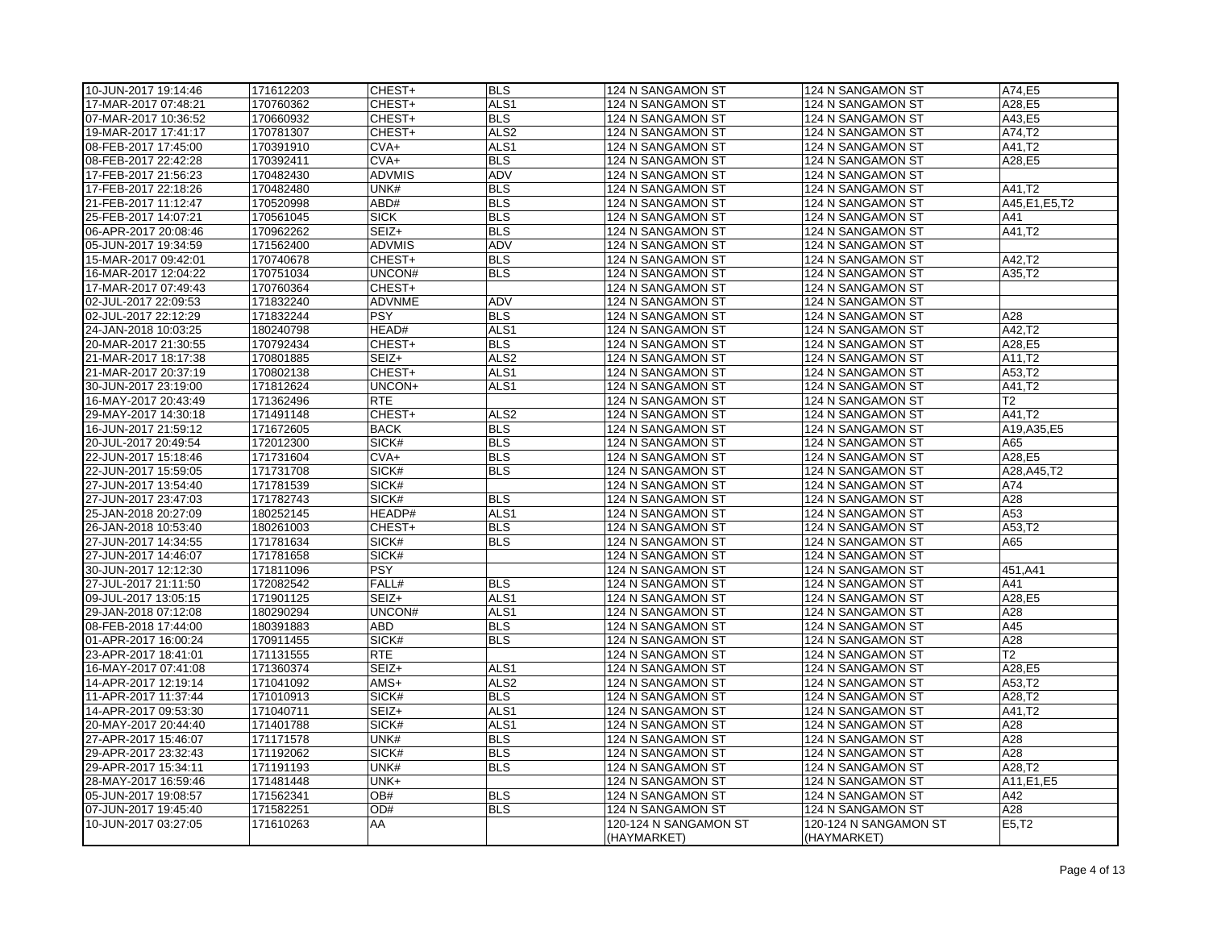| | | | | | | |
|---|---|---|---|---|---|---|
| 10-JUN-2017 19:14:46 | 171612203 | CHEST+ | BLS | 124 N SANGAMON ST | 124 N SANGAMON ST | A74,E5 |
| 17-MAR-2017 07:48:21 | 170760362 | CHEST+ | ALS1 | 124 N SANGAMON ST | 124 N SANGAMON ST | A28,E5 |
| 07-MAR-2017 10:36:52 | 170660932 | CHEST+ | BLS | 124 N SANGAMON ST | 124 N SANGAMON ST | A43,E5 |
| 19-MAR-2017 17:41:17 | 170781307 | CHEST+ | ALS2 | 124 N SANGAMON ST | 124 N SANGAMON ST | A74,T2 |
| 08-FEB-2017 17:45:00 | 170391910 | CVA+ | ALS1 | 124 N SANGAMON ST | 124 N SANGAMON ST | A41,T2 |
| 08-FEB-2017 22:42:28 | 170392411 | CVA+ | BLS | 124 N SANGAMON ST | 124 N SANGAMON ST | A28,E5 |
| 17-FEB-2017 21:56:23 | 170482430 | ADVMIS | ADV | 124 N SANGAMON ST | 124 N SANGAMON ST | |
| 17-FEB-2017 22:18:26 | 170482480 | UNK# | BLS | 124 N SANGAMON ST | 124 N SANGAMON ST | A41,T2 |
| 21-FEB-2017 11:12:47 | 170520998 | ABD# | BLS | 124 N SANGAMON ST | 124 N SANGAMON ST | A45,E1,E5,T2 |
| 25-FEB-2017 14:07:21 | 170561045 | SICK | BLS | 124 N SANGAMON ST | 124 N SANGAMON ST | A41 |
| 06-APR-2017 20:08:46 | 170962262 | SEIZ+ | BLS | 124 N SANGAMON ST | 124 N SANGAMON ST | A41,T2 |
| 05-JUN-2017 19:34:59 | 171562400 | ADVMIS | ADV | 124 N SANGAMON ST | 124 N SANGAMON ST | |
| 15-MAR-2017 09:42:01 | 170740678 | CHEST+ | BLS | 124 N SANGAMON ST | 124 N SANGAMON ST | A42,T2 |
| 16-MAR-2017 12:04:22 | 170751034 | UNCON# | BLS | 124 N SANGAMON ST | 124 N SANGAMON ST | A35,T2 |
| 17-MAR-2017 07:49:43 | 170760364 | CHEST+ | | 124 N SANGAMON ST | 124 N SANGAMON ST | |
| 02-JUL-2017 22:09:53 | 171832240 | ADVNME | ADV | 124 N SANGAMON ST | 124 N SANGAMON ST | |
| 02-JUL-2017 22:12:29 | 171832244 | PSY | BLS | 124 N SANGAMON ST | 124 N SANGAMON ST | A28 |
| 24-JAN-2018 10:03:25 | 180240798 | HEAD# | ALS1 | 124 N SANGAMON ST | 124 N SANGAMON ST | A42,T2 |
| 20-MAR-2017 21:30:55 | 170792434 | CHEST+ | BLS | 124 N SANGAMON ST | 124 N SANGAMON ST | A28,E5 |
| 21-MAR-2017 18:17:38 | 170801885 | SEIZ+ | ALS2 | 124 N SANGAMON ST | 124 N SANGAMON ST | A11,T2 |
| 21-MAR-2017 20:37:19 | 170802138 | CHEST+ | ALS1 | 124 N SANGAMON ST | 124 N SANGAMON ST | A53,T2 |
| 30-JUN-2017 23:19:00 | 171812624 | UNCON+ | ALS1 | 124 N SANGAMON ST | 124 N SANGAMON ST | A41,T2 |
| 16-MAY-2017 20:43:49 | 171362496 | RTE | | 124 N SANGAMON ST | 124 N SANGAMON ST | T2 |
| 29-MAY-2017 14:30:18 | 171491148 | CHEST+ | ALS2 | 124 N SANGAMON ST | 124 N SANGAMON ST | A41,T2 |
| 16-JUN-2017 21:59:12 | 171672605 | BACK | BLS | 124 N SANGAMON ST | 124 N SANGAMON ST | A19,A35,E5 |
| 20-JUL-2017 20:49:54 | 172012300 | SICK# | BLS | 124 N SANGAMON ST | 124 N SANGAMON ST | A65 |
| 22-JUN-2017 15:18:46 | 171731604 | CVA+ | BLS | 124 N SANGAMON ST | 124 N SANGAMON ST | A28,E5 |
| 22-JUN-2017 15:59:05 | 171731708 | SICK# | BLS | 124 N SANGAMON ST | 124 N SANGAMON ST | A28,A45,T2 |
| 27-JUN-2017 13:54:40 | 171781539 | SICK# | | 124 N SANGAMON ST | 124 N SANGAMON ST | A74 |
| 27-JUN-2017 23:47:03 | 171782743 | SICK# | BLS | 124 N SANGAMON ST | 124 N SANGAMON ST | A28 |
| 25-JAN-2018 20:27:09 | 180252145 | HEADP# | ALS1 | 124 N SANGAMON ST | 124 N SANGAMON ST | A53 |
| 26-JAN-2018 10:53:40 | 180261003 | CHEST+ | BLS | 124 N SANGAMON ST | 124 N SANGAMON ST | A53,T2 |
| 27-JUN-2017 14:34:55 | 171781634 | SICK# | BLS | 124 N SANGAMON ST | 124 N SANGAMON ST | A65 |
| 27-JUN-2017 14:46:07 | 171781658 | SICK# | | 124 N SANGAMON ST | 124 N SANGAMON ST | |
| 30-JUN-2017 12:12:30 | 171811096 | PSY | | 124 N SANGAMON ST | 124 N SANGAMON ST | 451,A41 |
| 27-JUL-2017 21:11:50 | 172082542 | FALL# | BLS | 124 N SANGAMON ST | 124 N SANGAMON ST | A41 |
| 09-JUL-2017 13:05:15 | 171901125 | SEIZ+ | ALS1 | 124 N SANGAMON ST | 124 N SANGAMON ST | A28,E5 |
| 29-JAN-2018 07:12:08 | 180290294 | UNCON# | ALS1 | 124 N SANGAMON ST | 124 N SANGAMON ST | A28 |
| 08-FEB-2018 17:44:00 | 180391883 | ABD | BLS | 124 N SANGAMON ST | 124 N SANGAMON ST | A45 |
| 01-APR-2017 16:00:24 | 170911455 | SICK# | BLS | 124 N SANGAMON ST | 124 N SANGAMON ST | A28 |
| 23-APR-2017 18:41:01 | 171131555 | RTE | | 124 N SANGAMON ST | 124 N SANGAMON ST | T2 |
| 16-MAY-2017 07:41:08 | 171360374 | SEIZ+ | ALS1 | 124 N SANGAMON ST | 124 N SANGAMON ST | A28,E5 |
| 14-APR-2017 12:19:14 | 171041092 | AMS+ | ALS2 | 124 N SANGAMON ST | 124 N SANGAMON ST | A53,T2 |
| 11-APR-2017 11:37:44 | 171010913 | SICK# | BLS | 124 N SANGAMON ST | 124 N SANGAMON ST | A28,T2 |
| 14-APR-2017 09:53:30 | 171040711 | SEIZ+ | ALS1 | 124 N SANGAMON ST | 124 N SANGAMON ST | A41,T2 |
| 20-MAY-2017 20:44:40 | 171401788 | SICK# | ALS1 | 124 N SANGAMON ST | 124 N SANGAMON ST | A28 |
| 27-APR-2017 15:46:07 | 171171578 | UNK# | BLS | 124 N SANGAMON ST | 124 N SANGAMON ST | A28 |
| 29-APR-2017 23:32:43 | 171192062 | SICK# | BLS | 124 N SANGAMON ST | 124 N SANGAMON ST | A28 |
| 29-APR-2017 15:34:11 | 171191193 | UNK# | BLS | 124 N SANGAMON ST | 124 N SANGAMON ST | A28,T2 |
| 28-MAY-2017 16:59:46 | 171481448 | UNK+ | | 124 N SANGAMON ST | 124 N SANGAMON ST | A11,E1,E5 |
| 05-JUN-2017 19:08:57 | 171562341 | OB# | BLS | 124 N SANGAMON ST | 124 N SANGAMON ST | A42 |
| 07-JUN-2017 19:45:40 | 171582251 | OD# | BLS | 124 N SANGAMON ST | 124 N SANGAMON ST | A28 |
| 10-JUN-2017 03:27:05 | 171610263 | AA | | 120-124 N SANGAMON ST (HAYMARKET) | 120-124 N SANGAMON ST (HAYMARKET) | E5,T2 |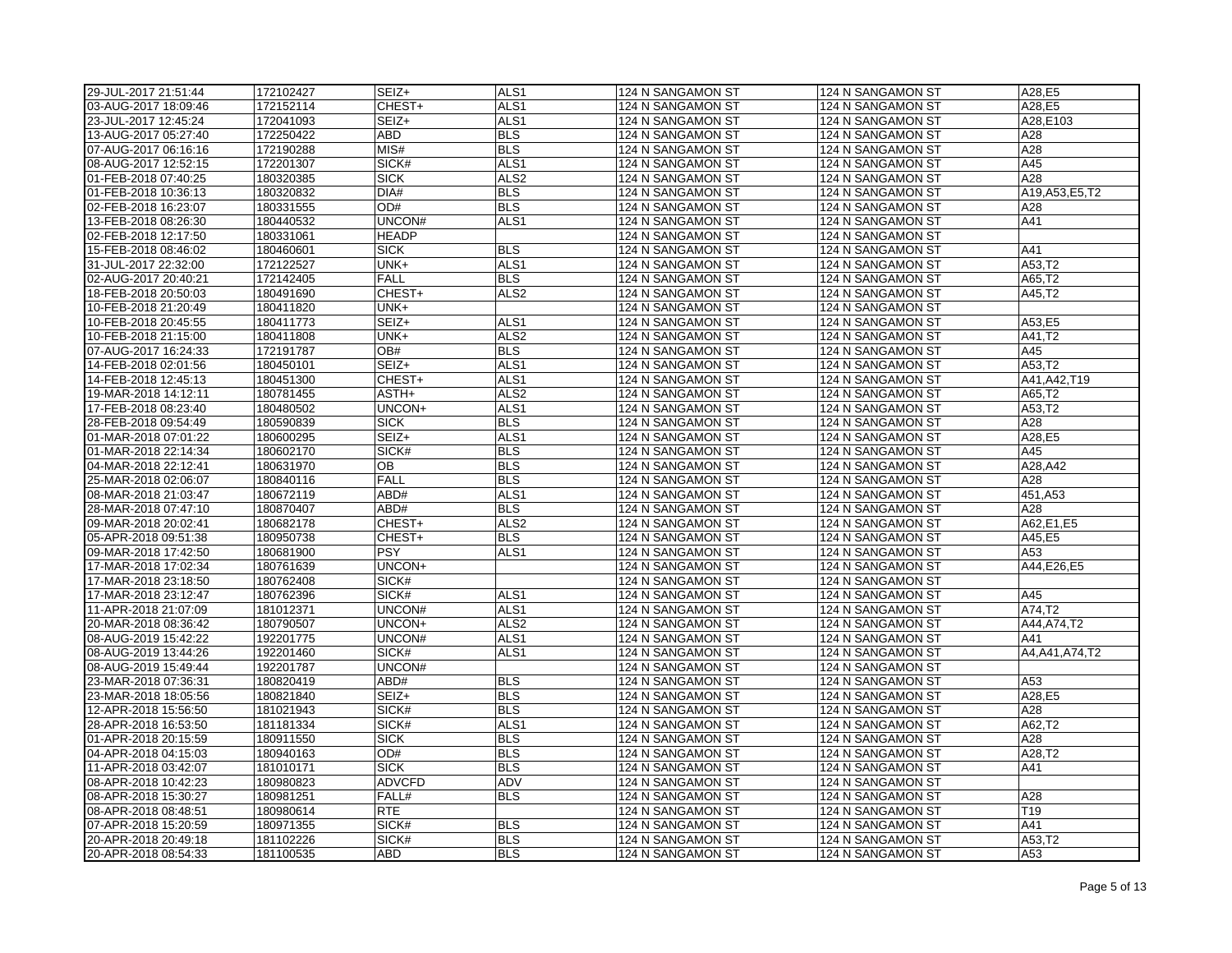| | | | | | | |
|---|---|---|---|---|---|---|
| 29-JUL-2017 21:51:44 | 172102427 | SEIZ+ | ALS1 | 124 N SANGAMON ST | 124 N SANGAMON ST | A28,E5 |
| 03-AUG-2017 18:09:46 | 172152114 | CHEST+ | ALS1 | 124 N SANGAMON ST | 124 N SANGAMON ST | A28,E5 |
| 23-JUL-2017 12:45:24 | 172041093 | SEIZ+ | ALS1 | 124 N SANGAMON ST | 124 N SANGAMON ST | A28,E103 |
| 13-AUG-2017 05:27:40 | 172250422 | ABD | BLS | 124 N SANGAMON ST | 124 N SANGAMON ST | A28 |
| 07-AUG-2017 06:16:16 | 172190288 | MIS# | BLS | 124 N SANGAMON ST | 124 N SANGAMON ST | A28 |
| 08-AUG-2017 12:52:15 | 172201307 | SICK# | ALS1 | 124 N SANGAMON ST | 124 N SANGAMON ST | A45 |
| 01-FEB-2018 07:40:25 | 180320385 | SICK | ALS2 | 124 N SANGAMON ST | 124 N SANGAMON ST | A28 |
| 01-FEB-2018 10:36:13 | 180320832 | DIA# | BLS | 124 N SANGAMON ST | 124 N SANGAMON ST | A19,A53,E5,T2 |
| 02-FEB-2018 16:23:07 | 180331555 | OD# | BLS | 124 N SANGAMON ST | 124 N SANGAMON ST | A28 |
| 13-FEB-2018 08:26:30 | 180440532 | UNCON# | ALS1 | 124 N SANGAMON ST | 124 N SANGAMON ST | A41 |
| 02-FEB-2018 12:17:50 | 180331061 | HEADP | | 124 N SANGAMON ST | 124 N SANGAMON ST | |
| 15-FEB-2018 08:46:02 | 180460601 | SICK | BLS | 124 N SANGAMON ST | 124 N SANGAMON ST | A41 |
| 31-JUL-2017 22:32:00 | 172122527 | UNK+ | ALS1 | 124 N SANGAMON ST | 124 N SANGAMON ST | A53,T2 |
| 02-AUG-2017 20:40:21 | 172142405 | FALL | BLS | 124 N SANGAMON ST | 124 N SANGAMON ST | A65,T2 |
| 18-FEB-2018 20:50:03 | 180491690 | CHEST+ | ALS2 | 124 N SANGAMON ST | 124 N SANGAMON ST | A45,T2 |
| 10-FEB-2018 21:20:49 | 180411820 | UNK+ | | 124 N SANGAMON ST | 124 N SANGAMON ST | |
| 10-FEB-2018 20:45:55 | 180411773 | SEIZ+ | ALS1 | 124 N SANGAMON ST | 124 N SANGAMON ST | A53,E5 |
| 10-FEB-2018 21:15:00 | 180411808 | UNK+ | ALS2 | 124 N SANGAMON ST | 124 N SANGAMON ST | A41,T2 |
| 07-AUG-2017 16:24:33 | 172191787 | OB# | BLS | 124 N SANGAMON ST | 124 N SANGAMON ST | A45 |
| 14-FEB-2018 02:01:56 | 180450101 | SEIZ+ | ALS1 | 124 N SANGAMON ST | 124 N SANGAMON ST | A53,T2 |
| 14-FEB-2018 12:45:13 | 180451300 | CHEST+ | ALS1 | 124 N SANGAMON ST | 124 N SANGAMON ST | A41,A42,T19 |
| 19-MAR-2018 14:12:11 | 180781455 | ASTH+ | ALS2 | 124 N SANGAMON ST | 124 N SANGAMON ST | A65,T2 |
| 17-FEB-2018 08:23:40 | 180480502 | UNCON+ | ALS1 | 124 N SANGAMON ST | 124 N SANGAMON ST | A53,T2 |
| 28-FEB-2018 09:54:49 | 180590839 | SICK | BLS | 124 N SANGAMON ST | 124 N SANGAMON ST | A28 |
| 01-MAR-2018 07:01:22 | 180600295 | SEIZ+ | ALS1 | 124 N SANGAMON ST | 124 N SANGAMON ST | A28,E5 |
| 01-MAR-2018 22:14:34 | 180602170 | SICK# | BLS | 124 N SANGAMON ST | 124 N SANGAMON ST | A45 |
| 04-MAR-2018 22:12:41 | 180631970 | OB | BLS | 124 N SANGAMON ST | 124 N SANGAMON ST | A28,A42 |
| 25-MAR-2018 02:06:07 | 180840116 | FALL | BLS | 124 N SANGAMON ST | 124 N SANGAMON ST | A28 |
| 08-MAR-2018 21:03:47 | 180672119 | ABD# | ALS1 | 124 N SANGAMON ST | 124 N SANGAMON ST | 451,A53 |
| 28-MAR-2018 07:47:10 | 180870407 | ABD# | BLS | 124 N SANGAMON ST | 124 N SANGAMON ST | A28 |
| 09-MAR-2018 20:02:41 | 180682178 | CHEST+ | ALS2 | 124 N SANGAMON ST | 124 N SANGAMON ST | A62,E1,E5 |
| 05-APR-2018 09:51:38 | 180950738 | CHEST+ | BLS | 124 N SANGAMON ST | 124 N SANGAMON ST | A45,E5 |
| 09-MAR-2018 17:42:50 | 180681900 | PSY | ALS1 | 124 N SANGAMON ST | 124 N SANGAMON ST | A53 |
| 17-MAR-2018 17:02:34 | 180761639 | UNCON+ | | 124 N SANGAMON ST | 124 N SANGAMON ST | A44,E26,E5 |
| 17-MAR-2018 23:18:50 | 180762408 | SICK# | | 124 N SANGAMON ST | 124 N SANGAMON ST | |
| 17-MAR-2018 23:12:47 | 180762396 | SICK# | ALS1 | 124 N SANGAMON ST | 124 N SANGAMON ST | A45 |
| 11-APR-2018 21:07:09 | 181012371 | UNCON# | ALS1 | 124 N SANGAMON ST | 124 N SANGAMON ST | A74,T2 |
| 20-MAR-2018 08:36:42 | 180790507 | UNCON+ | ALS2 | 124 N SANGAMON ST | 124 N SANGAMON ST | A44,A74,T2 |
| 08-AUG-2019 15:42:22 | 192201775 | UNCON# | ALS1 | 124 N SANGAMON ST | 124 N SANGAMON ST | A41 |
| 08-AUG-2019 13:44:26 | 192201460 | SICK# | ALS1 | 124 N SANGAMON ST | 124 N SANGAMON ST | A4,A41,A74,T2 |
| 08-AUG-2019 15:49:44 | 192201787 | UNCON# | | 124 N SANGAMON ST | 124 N SANGAMON ST | |
| 23-MAR-2018 07:36:31 | 180820419 | ABD# | BLS | 124 N SANGAMON ST | 124 N SANGAMON ST | A53 |
| 23-MAR-2018 18:05:56 | 180821840 | SEIZ+ | BLS | 124 N SANGAMON ST | 124 N SANGAMON ST | A28,E5 |
| 12-APR-2018 15:56:50 | 181021943 | SICK# | BLS | 124 N SANGAMON ST | 124 N SANGAMON ST | A28 |
| 28-APR-2018 16:53:50 | 181181334 | SICK# | ALS1 | 124 N SANGAMON ST | 124 N SANGAMON ST | A62,T2 |
| 01-APR-2018 20:15:59 | 180911550 | SICK | BLS | 124 N SANGAMON ST | 124 N SANGAMON ST | A28 |
| 04-APR-2018 04:15:03 | 180940163 | OD# | BLS | 124 N SANGAMON ST | 124 N SANGAMON ST | A28,T2 |
| 11-APR-2018 03:42:07 | 181010171 | SICK | BLS | 124 N SANGAMON ST | 124 N SANGAMON ST | A41 |
| 08-APR-2018 10:42:23 | 180980823 | ADVCFD | ADV | 124 N SANGAMON ST | 124 N SANGAMON ST | |
| 08-APR-2018 15:30:27 | 180981251 | FALL# | BLS | 124 N SANGAMON ST | 124 N SANGAMON ST | A28 |
| 08-APR-2018 08:48:51 | 180980614 | RTE | | 124 N SANGAMON ST | 124 N SANGAMON ST | T19 |
| 07-APR-2018 15:20:59 | 180971355 | SICK# | BLS | 124 N SANGAMON ST | 124 N SANGAMON ST | A41 |
| 20-APR-2018 20:49:18 | 181102226 | SICK# | BLS | 124 N SANGAMON ST | 124 N SANGAMON ST | A53,T2 |
| 20-APR-2018 08:54:33 | 181100535 | ABD | BLS | 124 N SANGAMON ST | 124 N SANGAMON ST | A53 |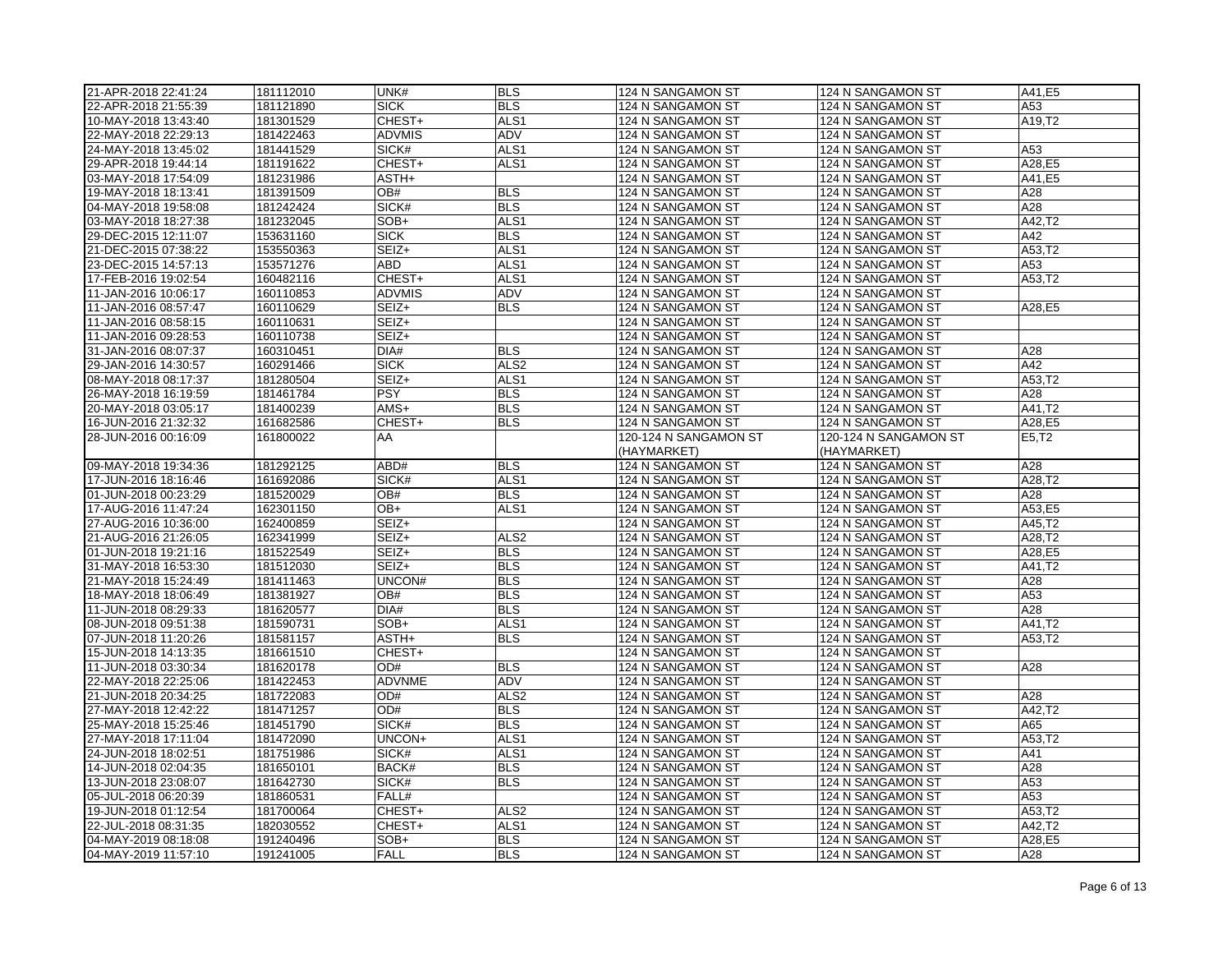| | | | | | | |
|---|---|---|---|---|---|---|
| 21-APR-2018 22:41:24 | 181112010 | UNK# | BLS | 124 N SANGAMON ST | 124 N SANGAMON ST | A41,E5 |
| 22-APR-2018 21:55:39 | 181121890 | SICK | BLS | 124 N SANGAMON ST | 124 N SANGAMON ST | A53 |
| 10-MAY-2018 13:43:40 | 181301529 | CHEST+ | ALS1 | 124 N SANGAMON ST | 124 N SANGAMON ST | A19,T2 |
| 22-MAY-2018 22:29:13 | 181422463 | ADVMIS | ADV | 124 N SANGAMON ST | 124 N SANGAMON ST | |
| 24-MAY-2018 13:45:02 | 181441529 | SICK# | ALS1 | 124 N SANGAMON ST | 124 N SANGAMON ST | A53 |
| 29-APR-2018 19:44:14 | 181191622 | CHEST+ | ALS1 | 124 N SANGAMON ST | 124 N SANGAMON ST | A28,E5 |
| 03-MAY-2018 17:54:09 | 181231986 | ASTH+ | | 124 N SANGAMON ST | 124 N SANGAMON ST | A41,E5 |
| 19-MAY-2018 18:13:41 | 181391509 | OB# | BLS | 124 N SANGAMON ST | 124 N SANGAMON ST | A28 |
| 04-MAY-2018 19:58:08 | 181242424 | SICK# | BLS | 124 N SANGAMON ST | 124 N SANGAMON ST | A28 |
| 03-MAY-2018 18:27:38 | 181232045 | SOB+ | ALS1 | 124 N SANGAMON ST | 124 N SANGAMON ST | A42,T2 |
| 29-DEC-2015 12:11:07 | 153631160 | SICK | BLS | 124 N SANGAMON ST | 124 N SANGAMON ST | A42 |
| 21-DEC-2015 07:38:22 | 153550363 | SEIZ+ | ALS1 | 124 N SANGAMON ST | 124 N SANGAMON ST | A53,T2 |
| 23-DEC-2015 14:57:13 | 153571276 | ABD | ALS1 | 124 N SANGAMON ST | 124 N SANGAMON ST | A53 |
| 17-FEB-2016 19:02:54 | 160482116 | CHEST+ | ALS1 | 124 N SANGAMON ST | 124 N SANGAMON ST | A53,T2 |
| 11-JAN-2016 10:06:17 | 160110853 | ADVMIS | ADV | 124 N SANGAMON ST | 124 N SANGAMON ST | |
| 11-JAN-2016 08:57:47 | 160110629 | SEIZ+ | BLS | 124 N SANGAMON ST | 124 N SANGAMON ST | A28,E5 |
| 11-JAN-2016 08:58:15 | 160110631 | SEIZ+ | | 124 N SANGAMON ST | 124 N SANGAMON ST | |
| 11-JAN-2016 09:28:53 | 160110738 | SEIZ+ | | 124 N SANGAMON ST | 124 N SANGAMON ST | |
| 31-JAN-2016 08:07:37 | 160310451 | DIA# | BLS | 124 N SANGAMON ST | 124 N SANGAMON ST | A28 |
| 29-JAN-2016 14:30:57 | 160291466 | SICK | ALS2 | 124 N SANGAMON ST | 124 N SANGAMON ST | A42 |
| 08-MAY-2018 08:17:37 | 181280504 | SEIZ+ | ALS1 | 124 N SANGAMON ST | 124 N SANGAMON ST | A53,T2 |
| 26-MAY-2018 16:19:59 | 181461784 | PSY | BLS | 124 N SANGAMON ST | 124 N SANGAMON ST | A28 |
| 20-MAY-2018 03:05:17 | 181400239 | AMS+ | BLS | 124 N SANGAMON ST | 124 N SANGAMON ST | A41,T2 |
| 16-JUN-2016 21:32:32 | 161682586 | CHEST+ | BLS | 124 N SANGAMON ST | 124 N SANGAMON ST | A28,E5 |
| 28-JUN-2016 00:16:09 | 161800022 | AA | | 120-124 N SANGAMON ST (HAYMARKET) | 120-124 N SANGAMON ST (HAYMARKET) | E5,T2 |
| 09-MAY-2018 19:34:36 | 181292125 | ABD# | BLS | 124 N SANGAMON ST | 124 N SANGAMON ST | A28 |
| 17-JUN-2016 18:16:46 | 161692086 | SICK# | ALS1 | 124 N SANGAMON ST | 124 N SANGAMON ST | A28,T2 |
| 01-JUN-2018 00:23:29 | 181520029 | OB# | BLS | 124 N SANGAMON ST | 124 N SANGAMON ST | A28 |
| 17-AUG-2016 11:47:24 | 162301150 | OB+ | ALS1 | 124 N SANGAMON ST | 124 N SANGAMON ST | A53,E5 |
| 27-AUG-2016 10:36:00 | 162400859 | SEIZ+ | | 124 N SANGAMON ST | 124 N SANGAMON ST | A45,T2 |
| 21-AUG-2016 21:26:05 | 162341999 | SEIZ+ | ALS2 | 124 N SANGAMON ST | 124 N SANGAMON ST | A28,T2 |
| 01-JUN-2018 19:21:16 | 181522549 | SEIZ+ | BLS | 124 N SANGAMON ST | 124 N SANGAMON ST | A28,E5 |
| 31-MAY-2018 16:53:30 | 181512030 | SEIZ+ | BLS | 124 N SANGAMON ST | 124 N SANGAMON ST | A41,T2 |
| 21-MAY-2018 15:24:49 | 181411463 | UNCON# | BLS | 124 N SANGAMON ST | 124 N SANGAMON ST | A28 |
| 18-MAY-2018 18:06:49 | 181381927 | OB# | BLS | 124 N SANGAMON ST | 124 N SANGAMON ST | A53 |
| 11-JUN-2018 08:29:33 | 181620577 | DIA# | BLS | 124 N SANGAMON ST | 124 N SANGAMON ST | A28 |
| 08-JUN-2018 09:51:38 | 181590731 | SOB+ | ALS1 | 124 N SANGAMON ST | 124 N SANGAMON ST | A41,T2 |
| 07-JUN-2018 11:20:26 | 181581157 | ASTH+ | BLS | 124 N SANGAMON ST | 124 N SANGAMON ST | A53,T2 |
| 15-JUN-2018 14:13:35 | 181661510 | CHEST+ | | 124 N SANGAMON ST | 124 N SANGAMON ST | |
| 11-JUN-2018 03:30:34 | 181620178 | OD# | BLS | 124 N SANGAMON ST | 124 N SANGAMON ST | A28 |
| 22-MAY-2018 22:25:06 | 181422453 | ADVNME | ADV | 124 N SANGAMON ST | 124 N SANGAMON ST | |
| 21-JUN-2018 20:34:25 | 181722083 | OD# | ALS2 | 124 N SANGAMON ST | 124 N SANGAMON ST | A28 |
| 27-MAY-2018 12:42:22 | 181471257 | OD# | BLS | 124 N SANGAMON ST | 124 N SANGAMON ST | A42,T2 |
| 25-MAY-2018 15:25:46 | 181451790 | SICK# | BLS | 124 N SANGAMON ST | 124 N SANGAMON ST | A65 |
| 27-MAY-2018 17:11:04 | 181472090 | UNCON+ | ALS1 | 124 N SANGAMON ST | 124 N SANGAMON ST | A53,T2 |
| 24-JUN-2018 18:02:51 | 181751986 | SICK# | ALS1 | 124 N SANGAMON ST | 124 N SANGAMON ST | A41 |
| 14-JUN-2018 02:04:35 | 181650101 | BACK# | BLS | 124 N SANGAMON ST | 124 N SANGAMON ST | A28 |
| 13-JUN-2018 23:08:07 | 181642730 | SICK# | BLS | 124 N SANGAMON ST | 124 N SANGAMON ST | A53 |
| 05-JUL-2018 06:20:39 | 181860531 | FALL# | | 124 N SANGAMON ST | 124 N SANGAMON ST | A53 |
| 19-JUN-2018 01:12:54 | 181700064 | CHEST+ | ALS2 | 124 N SANGAMON ST | 124 N SANGAMON ST | A53,T2 |
| 22-JUL-2018 08:31:35 | 182030552 | CHEST+ | ALS1 | 124 N SANGAMON ST | 124 N SANGAMON ST | A42,T2 |
| 04-MAY-2019 08:18:08 | 191240496 | SOB+ | BLS | 124 N SANGAMON ST | 124 N SANGAMON ST | A28,E5 |
| 04-MAY-2019 11:57:10 | 191241005 | FALL | BLS | 124 N SANGAMON ST | 124 N SANGAMON ST | A28 |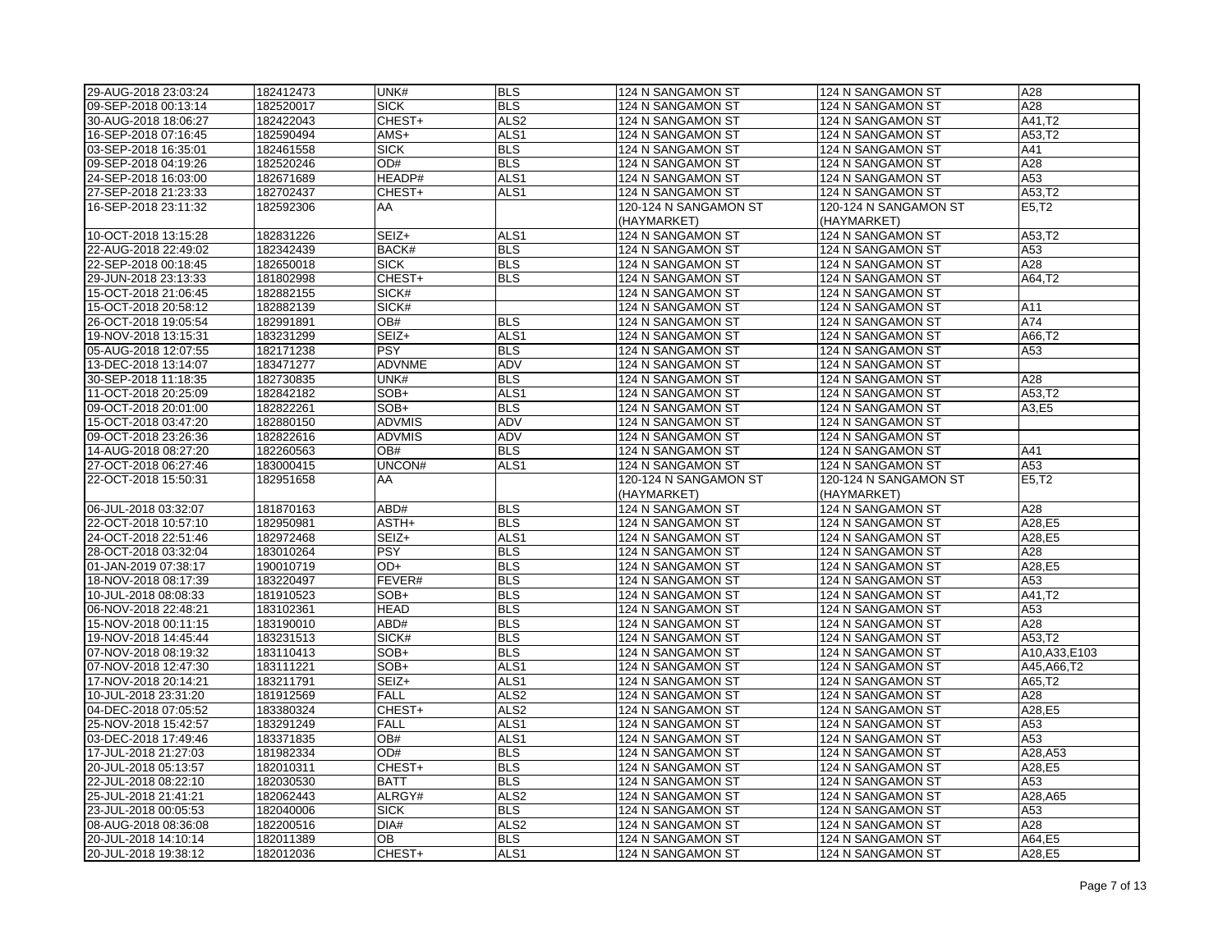| | | | | | | |
|---|---|---|---|---|---|---|
| 29-AUG-2018 23:03:24 | 182412473 | UNK# | BLS | 124 N SANGAMON ST | 124 N SANGAMON ST | A28 |
| 09-SEP-2018 00:13:14 | 182520017 | SICK | BLS | 124 N SANGAMON ST | 124 N SANGAMON ST | A28 |
| 30-AUG-2018 18:06:27 | 182422043 | CHEST+ | ALS2 | 124 N SANGAMON ST | 124 N SANGAMON ST | A41,T2 |
| 16-SEP-2018 07:16:45 | 182590494 | AMS+ | ALS1 | 124 N SANGAMON ST | 124 N SANGAMON ST | A53,T2 |
| 03-SEP-2018 16:35:01 | 182461558 | SICK | BLS | 124 N SANGAMON ST | 124 N SANGAMON ST | A41 |
| 09-SEP-2018 04:19:26 | 182520246 | OD# | BLS | 124 N SANGAMON ST | 124 N SANGAMON ST | A28 |
| 24-SEP-2018 16:03:00 | 182671689 | HEADP# | ALS1 | 124 N SANGAMON ST | 124 N SANGAMON ST | A53 |
| 27-SEP-2018 21:23:33 | 182702437 | CHEST+ | ALS1 | 124 N SANGAMON ST | 124 N SANGAMON ST | A53,T2 |
| 16-SEP-2018 23:11:32 | 182592306 | AA | | 120-124 N SANGAMON ST (HAYMARKET) | 120-124 N SANGAMON ST (HAYMARKET) | E5,T2 |
| 10-OCT-2018 13:15:28 | 182831226 | SEIZ+ | ALS1 | 124 N SANGAMON ST | 124 N SANGAMON ST | A53,T2 |
| 22-AUG-2018 22:49:02 | 182342439 | BACK# | BLS | 124 N SANGAMON ST | 124 N SANGAMON ST | A53 |
| 22-SEP-2018 00:18:45 | 182650018 | SICK | BLS | 124 N SANGAMON ST | 124 N SANGAMON ST | A28 |
| 29-JUN-2018 23:13:33 | 181802998 | CHEST+ | BLS | 124 N SANGAMON ST | 124 N SANGAMON ST | A64,T2 |
| 15-OCT-2018 21:06:45 | 182882155 | SICK# | | 124 N SANGAMON ST | 124 N SANGAMON ST | |
| 15-OCT-2018 20:58:12 | 182882139 | SICK# | | 124 N SANGAMON ST | 124 N SANGAMON ST | A11 |
| 26-OCT-2018 19:05:54 | 182991891 | OB# | BLS | 124 N SANGAMON ST | 124 N SANGAMON ST | A74 |
| 19-NOV-2018 13:15:31 | 183231299 | SEIZ+ | ALS1 | 124 N SANGAMON ST | 124 N SANGAMON ST | A66,T2 |
| 05-AUG-2018 12:07:55 | 182171238 | PSY | BLS | 124 N SANGAMON ST | 124 N SANGAMON ST | A53 |
| 13-DEC-2018 13:14:07 | 183471277 | ADVNME | ADV | 124 N SANGAMON ST | 124 N SANGAMON ST | |
| 30-SEP-2018 11:18:35 | 182730835 | UNK# | BLS | 124 N SANGAMON ST | 124 N SANGAMON ST | A28 |
| 11-OCT-2018 20:25:09 | 182842182 | SOB+ | ALS1 | 124 N SANGAMON ST | 124 N SANGAMON ST | A53,T2 |
| 09-OCT-2018 20:01:00 | 182822261 | SOB+ | BLS | 124 N SANGAMON ST | 124 N SANGAMON ST | A3,E5 |
| 15-OCT-2018 03:47:20 | 182880150 | ADVMIS | ADV | 124 N SANGAMON ST | 124 N SANGAMON ST | |
| 09-OCT-2018 23:26:36 | 182822616 | ADVMIS | ADV | 124 N SANGAMON ST | 124 N SANGAMON ST | |
| 14-AUG-2018 08:27:20 | 182260563 | OB# | BLS | 124 N SANGAMON ST | 124 N SANGAMON ST | A41 |
| 27-OCT-2018 06:27:46 | 183000415 | UNCON# | ALS1 | 124 N SANGAMON ST | 124 N SANGAMON ST | A53 |
| 22-OCT-2018 15:50:31 | 182951658 | AA | | 120-124 N SANGAMON ST (HAYMARKET) | 120-124 N SANGAMON ST (HAYMARKET) | E5,T2 |
| 06-JUL-2018 03:32:07 | 181870163 | ABD# | BLS | 124 N SANGAMON ST | 124 N SANGAMON ST | A28 |
| 22-OCT-2018 10:57:10 | 182950981 | ASTH+ | BLS | 124 N SANGAMON ST | 124 N SANGAMON ST | A28,E5 |
| 24-OCT-2018 22:51:46 | 182972468 | SEIZ+ | ALS1 | 124 N SANGAMON ST | 124 N SANGAMON ST | A28,E5 |
| 28-OCT-2018 03:32:04 | 183010264 | PSY | BLS | 124 N SANGAMON ST | 124 N SANGAMON ST | A28 |
| 01-JAN-2019 07:38:17 | 190010719 | OD+ | BLS | 124 N SANGAMON ST | 124 N SANGAMON ST | A28,E5 |
| 18-NOV-2018 08:17:39 | 183220497 | FEVER# | BLS | 124 N SANGAMON ST | 124 N SANGAMON ST | A53 |
| 10-JUL-2018 08:08:33 | 181910523 | SOB+ | BLS | 124 N SANGAMON ST | 124 N SANGAMON ST | A41,T2 |
| 06-NOV-2018 22:48:21 | 183102361 | HEAD | BLS | 124 N SANGAMON ST | 124 N SANGAMON ST | A53 |
| 15-NOV-2018 00:11:15 | 183190010 | ABD# | BLS | 124 N SANGAMON ST | 124 N SANGAMON ST | A28 |
| 19-NOV-2018 14:45:44 | 183231513 | SICK# | BLS | 124 N SANGAMON ST | 124 N SANGAMON ST | A53,T2 |
| 07-NOV-2018 08:19:32 | 183110413 | SOB+ | BLS | 124 N SANGAMON ST | 124 N SANGAMON ST | A10,A33,E103 |
| 07-NOV-2018 12:47:30 | 183111221 | SOB+ | ALS1 | 124 N SANGAMON ST | 124 N SANGAMON ST | A45,A66,T2 |
| 17-NOV-2018 20:14:21 | 183211791 | SEIZ+ | ALS1 | 124 N SANGAMON ST | 124 N SANGAMON ST | A65,T2 |
| 10-JUL-2018 23:31:20 | 181912569 | FALL | ALS2 | 124 N SANGAMON ST | 124 N SANGAMON ST | A28 |
| 04-DEC-2018 07:05:52 | 183380324 | CHEST+ | ALS2 | 124 N SANGAMON ST | 124 N SANGAMON ST | A28,E5 |
| 25-NOV-2018 15:42:57 | 183291249 | FALL | ALS1 | 124 N SANGAMON ST | 124 N SANGAMON ST | A53 |
| 03-DEC-2018 17:49:46 | 183371835 | OB# | ALS1 | 124 N SANGAMON ST | 124 N SANGAMON ST | A53 |
| 17-JUL-2018 21:27:03 | 181982334 | OD# | BLS | 124 N SANGAMON ST | 124 N SANGAMON ST | A28,A53 |
| 20-JUL-2018 05:13:57 | 182010311 | CHEST+ | BLS | 124 N SANGAMON ST | 124 N SANGAMON ST | A28,E5 |
| 22-JUL-2018 08:22:10 | 182030530 | BATT | BLS | 124 N SANGAMON ST | 124 N SANGAMON ST | A53 |
| 25-JUL-2018 21:41:21 | 182062443 | ALRGY# | ALS2 | 124 N SANGAMON ST | 124 N SANGAMON ST | A28,A65 |
| 23-JUL-2018 00:05:53 | 182040006 | SICK | BLS | 124 N SANGAMON ST | 124 N SANGAMON ST | A53 |
| 08-AUG-2018 08:36:08 | 182200516 | DIA# | ALS2 | 124 N SANGAMON ST | 124 N SANGAMON ST | A28 |
| 20-JUL-2018 14:10:14 | 182011389 | OB | BLS | 124 N SANGAMON ST | 124 N SANGAMON ST | A64,E5 |
| 20-JUL-2018 19:38:12 | 182012036 | CHEST+ | ALS1 | 124 N SANGAMON ST | 124 N SANGAMON ST | A28,E5 |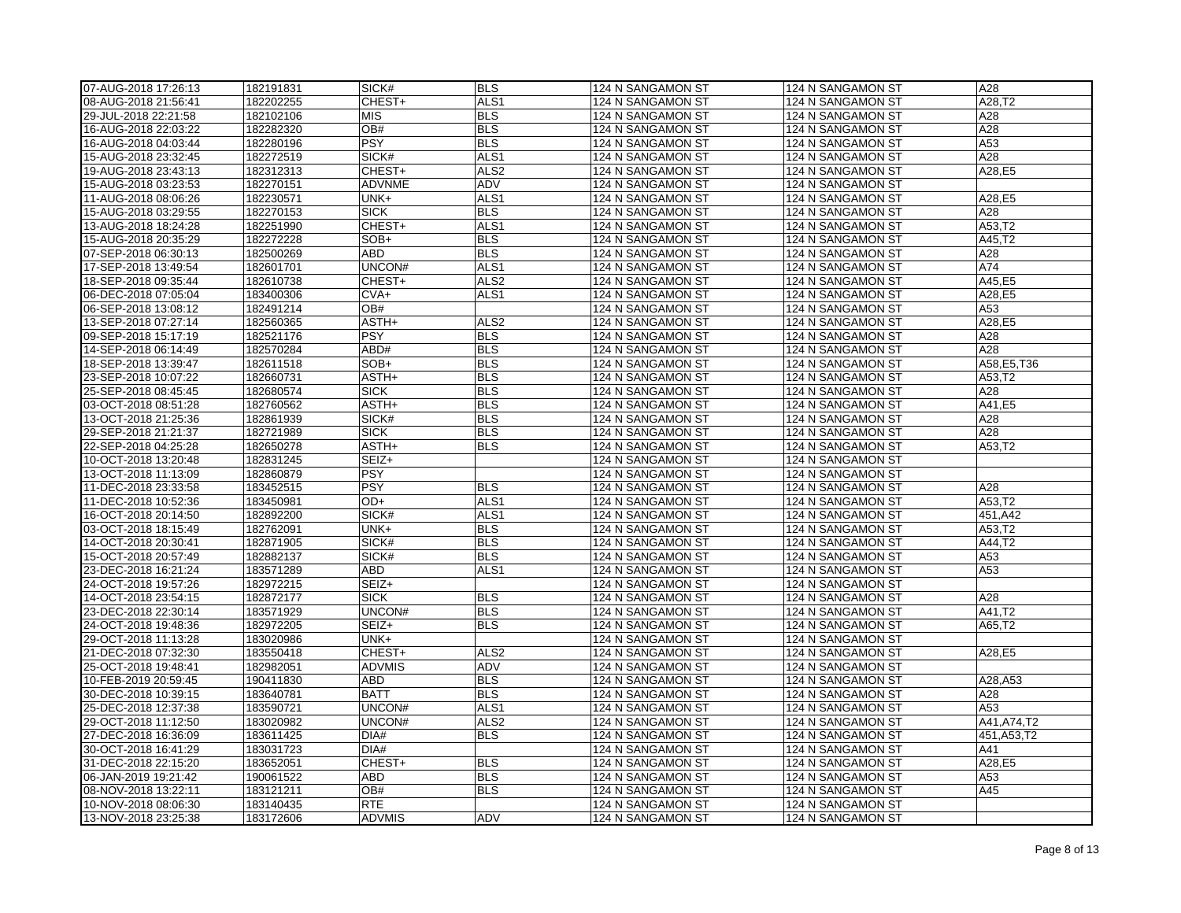| | | | | | | |
|---|---|---|---|---|---|---|
| 07-AUG-2018 17:26:13 | 182191831 | SICK# | BLS | 124 N SANGAMON ST | 124 N SANGAMON ST | A28 |
| 08-AUG-2018 21:56:41 | 182202255 | CHEST+ | ALS1 | 124 N SANGAMON ST | 124 N SANGAMON ST | A28,T2 |
| 29-JUL-2018 22:21:58 | 182102106 | MIS | BLS | 124 N SANGAMON ST | 124 N SANGAMON ST | A28 |
| 16-AUG-2018 22:03:22 | 182282320 | OB# | BLS | 124 N SANGAMON ST | 124 N SANGAMON ST | A28 |
| 16-AUG-2018 04:03:44 | 182280196 | PSY | BLS | 124 N SANGAMON ST | 124 N SANGAMON ST | A53 |
| 15-AUG-2018 23:32:45 | 182272519 | SICK# | ALS1 | 124 N SANGAMON ST | 124 N SANGAMON ST | A28 |
| 19-AUG-2018 23:43:13 | 182312313 | CHEST+ | ALS2 | 124 N SANGAMON ST | 124 N SANGAMON ST | A28,E5 |
| 15-AUG-2018 03:23:53 | 182270151 | ADVNME | ADV | 124 N SANGAMON ST | 124 N SANGAMON ST | |
| 11-AUG-2018 08:06:26 | 182230571 | UNK+ | ALS1 | 124 N SANGAMON ST | 124 N SANGAMON ST | A28,E5 |
| 15-AUG-2018 03:29:55 | 182270153 | SICK | BLS | 124 N SANGAMON ST | 124 N SANGAMON ST | A28 |
| 13-AUG-2018 18:24:28 | 182251990 | CHEST+ | ALS1 | 124 N SANGAMON ST | 124 N SANGAMON ST | A53,T2 |
| 15-AUG-2018 20:35:29 | 182272228 | SOB+ | BLS | 124 N SANGAMON ST | 124 N SANGAMON ST | A45,T2 |
| 07-SEP-2018 06:30:13 | 182500269 | ABD | BLS | 124 N SANGAMON ST | 124 N SANGAMON ST | A28 |
| 17-SEP-2018 13:49:54 | 182601701 | UNCON# | ALS1 | 124 N SANGAMON ST | 124 N SANGAMON ST | A74 |
| 18-SEP-2018 09:35:44 | 182610738 | CHEST+ | ALS2 | 124 N SANGAMON ST | 124 N SANGAMON ST | A45,E5 |
| 06-DEC-2018 07:05:04 | 183400306 | CVA+ | ALS1 | 124 N SANGAMON ST | 124 N SANGAMON ST | A28,E5 |
| 06-SEP-2018 13:08:12 | 182491214 | OB# | | 124 N SANGAMON ST | 124 N SANGAMON ST | A53 |
| 13-SEP-2018 07:27:14 | 182560365 | ASTH+ | ALS2 | 124 N SANGAMON ST | 124 N SANGAMON ST | A28,E5 |
| 09-SEP-2018 15:17:19 | 182521176 | PSY | BLS | 124 N SANGAMON ST | 124 N SANGAMON ST | A28 |
| 14-SEP-2018 06:14:49 | 182570284 | ABD# | BLS | 124 N SANGAMON ST | 124 N SANGAMON ST | A28 |
| 18-SEP-2018 13:39:47 | 182611518 | SOB+ | BLS | 124 N SANGAMON ST | 124 N SANGAMON ST | A58,E5,T36 |
| 23-SEP-2018 10:07:22 | 182660731 | ASTH+ | BLS | 124 N SANGAMON ST | 124 N SANGAMON ST | A53,T2 |
| 25-SEP-2018 08:45:45 | 182680574 | SICK | BLS | 124 N SANGAMON ST | 124 N SANGAMON ST | A28 |
| 03-OCT-2018 08:51:28 | 182760562 | ASTH+ | BLS | 124 N SANGAMON ST | 124 N SANGAMON ST | A41,E5 |
| 13-OCT-2018 21:25:36 | 182861939 | SICK# | BLS | 124 N SANGAMON ST | 124 N SANGAMON ST | A28 |
| 29-SEP-2018 21:21:37 | 182721989 | SICK | BLS | 124 N SANGAMON ST | 124 N SANGAMON ST | A28 |
| 22-SEP-2018 04:25:28 | 182650278 | ASTH+ | BLS | 124 N SANGAMON ST | 124 N SANGAMON ST | A53,T2 |
| 10-OCT-2018 13:20:48 | 182831245 | SEIZ+ | | 124 N SANGAMON ST | 124 N SANGAMON ST | |
| 13-OCT-2018 11:13:09 | 182860879 | PSY | | 124 N SANGAMON ST | 124 N SANGAMON ST | |
| 11-DEC-2018 23:33:58 | 183452515 | PSY | BLS | 124 N SANGAMON ST | 124 N SANGAMON ST | A28 |
| 11-DEC-2018 10:52:36 | 183450981 | OD+ | ALS1 | 124 N SANGAMON ST | 124 N SANGAMON ST | A53,T2 |
| 16-OCT-2018 20:14:50 | 182892200 | SICK# | ALS1 | 124 N SANGAMON ST | 124 N SANGAMON ST | 451,A42 |
| 03-OCT-2018 18:15:49 | 182762091 | UNK+ | BLS | 124 N SANGAMON ST | 124 N SANGAMON ST | A53,T2 |
| 14-OCT-2018 20:30:41 | 182871905 | SICK# | BLS | 124 N SANGAMON ST | 124 N SANGAMON ST | A44,T2 |
| 15-OCT-2018 20:57:49 | 182882137 | SICK# | BLS | 124 N SANGAMON ST | 124 N SANGAMON ST | A53 |
| 23-DEC-2018 16:21:24 | 183571289 | ABD | ALS1 | 124 N SANGAMON ST | 124 N SANGAMON ST | A53 |
| 24-OCT-2018 19:57:26 | 182972215 | SEIZ+ | | 124 N SANGAMON ST | 124 N SANGAMON ST | |
| 14-OCT-2018 23:54:15 | 182872177 | SICK | BLS | 124 N SANGAMON ST | 124 N SANGAMON ST | A28 |
| 23-DEC-2018 22:30:14 | 183571929 | UNCON# | BLS | 124 N SANGAMON ST | 124 N SANGAMON ST | A41,T2 |
| 24-OCT-2018 19:48:36 | 182972205 | SEIZ+ | BLS | 124 N SANGAMON ST | 124 N SANGAMON ST | A65,T2 |
| 29-OCT-2018 11:13:28 | 183020986 | UNK+ | | 124 N SANGAMON ST | 124 N SANGAMON ST | |
| 21-DEC-2018 07:32:30 | 183550418 | CHEST+ | ALS2 | 124 N SANGAMON ST | 124 N SANGAMON ST | A28,E5 |
| 25-OCT-2018 19:48:41 | 182982051 | ADVMIS | ADV | 124 N SANGAMON ST | 124 N SANGAMON ST | |
| 10-FEB-2019 20:59:45 | 190411830 | ABD | BLS | 124 N SANGAMON ST | 124 N SANGAMON ST | A28,A53 |
| 30-DEC-2018 10:39:15 | 183640781 | BATT | BLS | 124 N SANGAMON ST | 124 N SANGAMON ST | A28 |
| 25-DEC-2018 12:37:38 | 183590721 | UNCON# | ALS1 | 124 N SANGAMON ST | 124 N SANGAMON ST | A53 |
| 29-OCT-2018 11:12:50 | 183020982 | UNCON# | ALS2 | 124 N SANGAMON ST | 124 N SANGAMON ST | A41,A74,T2 |
| 27-DEC-2018 16:36:09 | 183611425 | DIA# | BLS | 124 N SANGAMON ST | 124 N SANGAMON ST | 451,A53,T2 |
| 30-OCT-2018 16:41:29 | 183031723 | DIA# | | 124 N SANGAMON ST | 124 N SANGAMON ST | A41 |
| 31-DEC-2018 22:15:20 | 183652051 | CHEST+ | BLS | 124 N SANGAMON ST | 124 N SANGAMON ST | A28,E5 |
| 06-JAN-2019 19:21:42 | 190061522 | ABD | BLS | 124 N SANGAMON ST | 124 N SANGAMON ST | A53 |
| 08-NOV-2018 13:22:11 | 183121211 | OB# | BLS | 124 N SANGAMON ST | 124 N SANGAMON ST | A45 |
| 10-NOV-2018 08:06:30 | 183140435 | RTE | | 124 N SANGAMON ST | 124 N SANGAMON ST | |
| 13-NOV-2018 23:25:38 | 183172606 | ADVMIS | ADV | 124 N SANGAMON ST | 124 N SANGAMON ST | |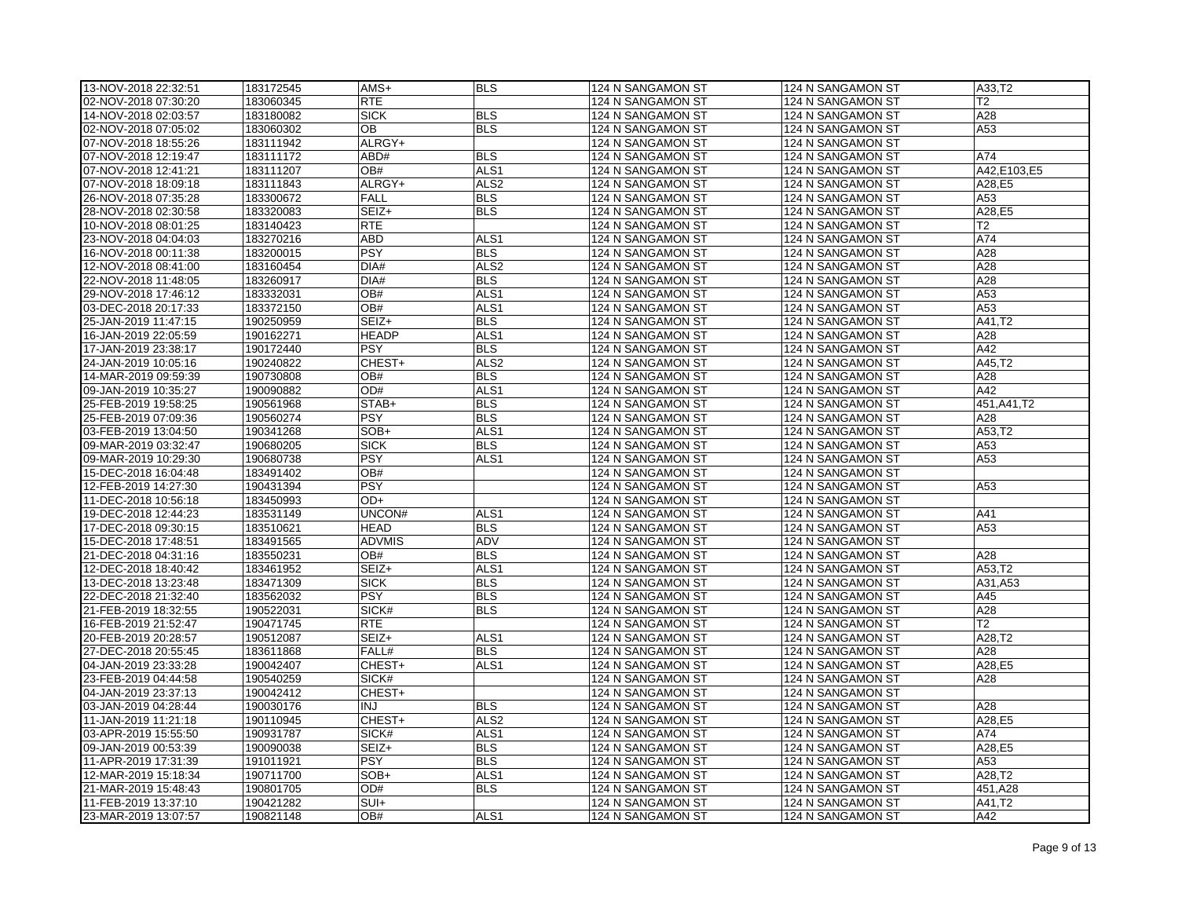| | | | | | | |
|---|---|---|---|---|---|---|
| 13-NOV-2018 22:32:51 | 183172545 | AMS+ | BLS | 124 N SANGAMON ST | 124 N SANGAMON ST | A33,T2 |
| 02-NOV-2018 07:30:20 | 183060345 | RTE | | 124 N SANGAMON ST | 124 N SANGAMON ST | T2 |
| 14-NOV-2018 02:03:57 | 183180082 | SICK | BLS | 124 N SANGAMON ST | 124 N SANGAMON ST | A28 |
| 02-NOV-2018 07:05:02 | 183060302 | OB | BLS | 124 N SANGAMON ST | 124 N SANGAMON ST | A53 |
| 07-NOV-2018 18:55:26 | 183111942 | ALRGY+ | | 124 N SANGAMON ST | 124 N SANGAMON ST | |
| 07-NOV-2018 12:19:47 | 183111172 | ABD# | BLS | 124 N SANGAMON ST | 124 N SANGAMON ST | A74 |
| 07-NOV-2018 12:41:21 | 183111207 | OB# | ALS1 | 124 N SANGAMON ST | 124 N SANGAMON ST | A42,E103,E5 |
| 07-NOV-2018 18:09:18 | 183111843 | ALRGY+ | ALS2 | 124 N SANGAMON ST | 124 N SANGAMON ST | A28,E5 |
| 26-NOV-2018 07:35:28 | 183300672 | FALL | BLS | 124 N SANGAMON ST | 124 N SANGAMON ST | A53 |
| 28-NOV-2018 02:30:58 | 183320083 | SEIZ+ | BLS | 124 N SANGAMON ST | 124 N SANGAMON ST | A28,E5 |
| 10-NOV-2018 08:01:25 | 183140423 | RTE | | 124 N SANGAMON ST | 124 N SANGAMON ST | T2 |
| 23-NOV-2018 04:04:03 | 183270216 | ABD | ALS1 | 124 N SANGAMON ST | 124 N SANGAMON ST | A74 |
| 16-NOV-2018 00:11:38 | 183200015 | PSY | BLS | 124 N SANGAMON ST | 124 N SANGAMON ST | A28 |
| 12-NOV-2018 08:41:00 | 183160454 | DIA# | ALS2 | 124 N SANGAMON ST | 124 N SANGAMON ST | A28 |
| 22-NOV-2018 11:48:05 | 183260917 | DIA# | BLS | 124 N SANGAMON ST | 124 N SANGAMON ST | A28 |
| 29-NOV-2018 17:46:12 | 183332031 | OB# | ALS1 | 124 N SANGAMON ST | 124 N SANGAMON ST | A53 |
| 03-DEC-2018 20:17:33 | 183372150 | OB# | ALS1 | 124 N SANGAMON ST | 124 N SANGAMON ST | A53 |
| 25-JAN-2019 11:47:15 | 190250959 | SEIZ+ | BLS | 124 N SANGAMON ST | 124 N SANGAMON ST | A41,T2 |
| 16-JAN-2019 22:05:59 | 190162271 | HEADP | ALS1 | 124 N SANGAMON ST | 124 N SANGAMON ST | A28 |
| 17-JAN-2019 23:38:17 | 190172440 | PSY | BLS | 124 N SANGAMON ST | 124 N SANGAMON ST | A42 |
| 24-JAN-2019 10:05:16 | 190240822 | CHEST+ | ALS2 | 124 N SANGAMON ST | 124 N SANGAMON ST | A45,T2 |
| 14-MAR-2019 09:59:39 | 190730808 | OB# | BLS | 124 N SANGAMON ST | 124 N SANGAMON ST | A28 |
| 09-JAN-2019 10:35:27 | 190090882 | OD# | ALS1 | 124 N SANGAMON ST | 124 N SANGAMON ST | A42 |
| 25-FEB-2019 19:58:25 | 190561968 | STAB+ | BLS | 124 N SANGAMON ST | 124 N SANGAMON ST | 451,A41,T2 |
| 25-FEB-2019 07:09:36 | 190560274 | PSY | BLS | 124 N SANGAMON ST | 124 N SANGAMON ST | A28 |
| 03-FEB-2019 13:04:50 | 190341268 | SOB+ | ALS1 | 124 N SANGAMON ST | 124 N SANGAMON ST | A53,T2 |
| 09-MAR-2019 03:32:47 | 190680205 | SICK | BLS | 124 N SANGAMON ST | 124 N SANGAMON ST | A53 |
| 09-MAR-2019 10:29:30 | 190680738 | PSY | ALS1 | 124 N SANGAMON ST | 124 N SANGAMON ST | A53 |
| 15-DEC-2018 16:04:48 | 183491402 | OB# | | 124 N SANGAMON ST | 124 N SANGAMON ST | |
| 12-FEB-2019 14:27:30 | 190431394 | PSY | | 124 N SANGAMON ST | 124 N SANGAMON ST | A53 |
| 11-DEC-2018 10:56:18 | 183450993 | OD+ | | 124 N SANGAMON ST | 124 N SANGAMON ST | |
| 19-DEC-2018 12:44:23 | 183531149 | UNCON# | ALS1 | 124 N SANGAMON ST | 124 N SANGAMON ST | A41 |
| 17-DEC-2018 09:30:15 | 183510621 | HEAD | BLS | 124 N SANGAMON ST | 124 N SANGAMON ST | A53 |
| 15-DEC-2018 17:48:51 | 183491565 | ADVMIS | ADV | 124 N SANGAMON ST | 124 N SANGAMON ST | |
| 21-DEC-2018 04:31:16 | 183550231 | OB# | BLS | 124 N SANGAMON ST | 124 N SANGAMON ST | A28 |
| 12-DEC-2018 18:40:42 | 183461952 | SEIZ+ | ALS1 | 124 N SANGAMON ST | 124 N SANGAMON ST | A53,T2 |
| 13-DEC-2018 13:23:48 | 183471309 | SICK | BLS | 124 N SANGAMON ST | 124 N SANGAMON ST | A31,A53 |
| 22-DEC-2018 21:32:40 | 183562032 | PSY | BLS | 124 N SANGAMON ST | 124 N SANGAMON ST | A45 |
| 21-FEB-2019 18:32:55 | 190522031 | SICK# | BLS | 124 N SANGAMON ST | 124 N SANGAMON ST | A28 |
| 16-FEB-2019 21:52:47 | 190471745 | RTE | | 124 N SANGAMON ST | 124 N SANGAMON ST | T2 |
| 20-FEB-2019 20:28:57 | 190512087 | SEIZ+ | ALS1 | 124 N SANGAMON ST | 124 N SANGAMON ST | A28,T2 |
| 27-DEC-2018 20:55:45 | 183611868 | FALL# | BLS | 124 N SANGAMON ST | 124 N SANGAMON ST | A28 |
| 04-JAN-2019 23:33:28 | 190042407 | CHEST+ | ALS1 | 124 N SANGAMON ST | 124 N SANGAMON ST | A28,E5 |
| 23-FEB-2019 04:44:58 | 190540259 | SICK# | | 124 N SANGAMON ST | 124 N SANGAMON ST | A28 |
| 04-JAN-2019 23:37:13 | 190042412 | CHEST+ | | 124 N SANGAMON ST | 124 N SANGAMON ST | |
| 03-JAN-2019 04:28:44 | 190030176 | INJ | BLS | 124 N SANGAMON ST | 124 N SANGAMON ST | A28 |
| 11-JAN-2019 11:21:18 | 190110945 | CHEST+ | ALS2 | 124 N SANGAMON ST | 124 N SANGAMON ST | A28,E5 |
| 03-APR-2019 15:55:50 | 190931787 | SICK# | ALS1 | 124 N SANGAMON ST | 124 N SANGAMON ST | A74 |
| 09-JAN-2019 00:53:39 | 190090038 | SEIZ+ | BLS | 124 N SANGAMON ST | 124 N SANGAMON ST | A28,E5 |
| 11-APR-2019 17:31:39 | 191011921 | PSY | BLS | 124 N SANGAMON ST | 124 N SANGAMON ST | A53 |
| 12-MAR-2019 15:18:34 | 190711700 | SOB+ | ALS1 | 124 N SANGAMON ST | 124 N SANGAMON ST | A28,T2 |
| 21-MAR-2019 15:48:43 | 190801705 | OD# | BLS | 124 N SANGAMON ST | 124 N SANGAMON ST | 451,A28 |
| 11-FEB-2019 13:37:10 | 190421282 | SUI+ | | 124 N SANGAMON ST | 124 N SANGAMON ST | A41,T2 |
| 23-MAR-2019 13:07:57 | 190821148 | OB# | ALS1 | 124 N SANGAMON ST | 124 N SANGAMON ST | A42 |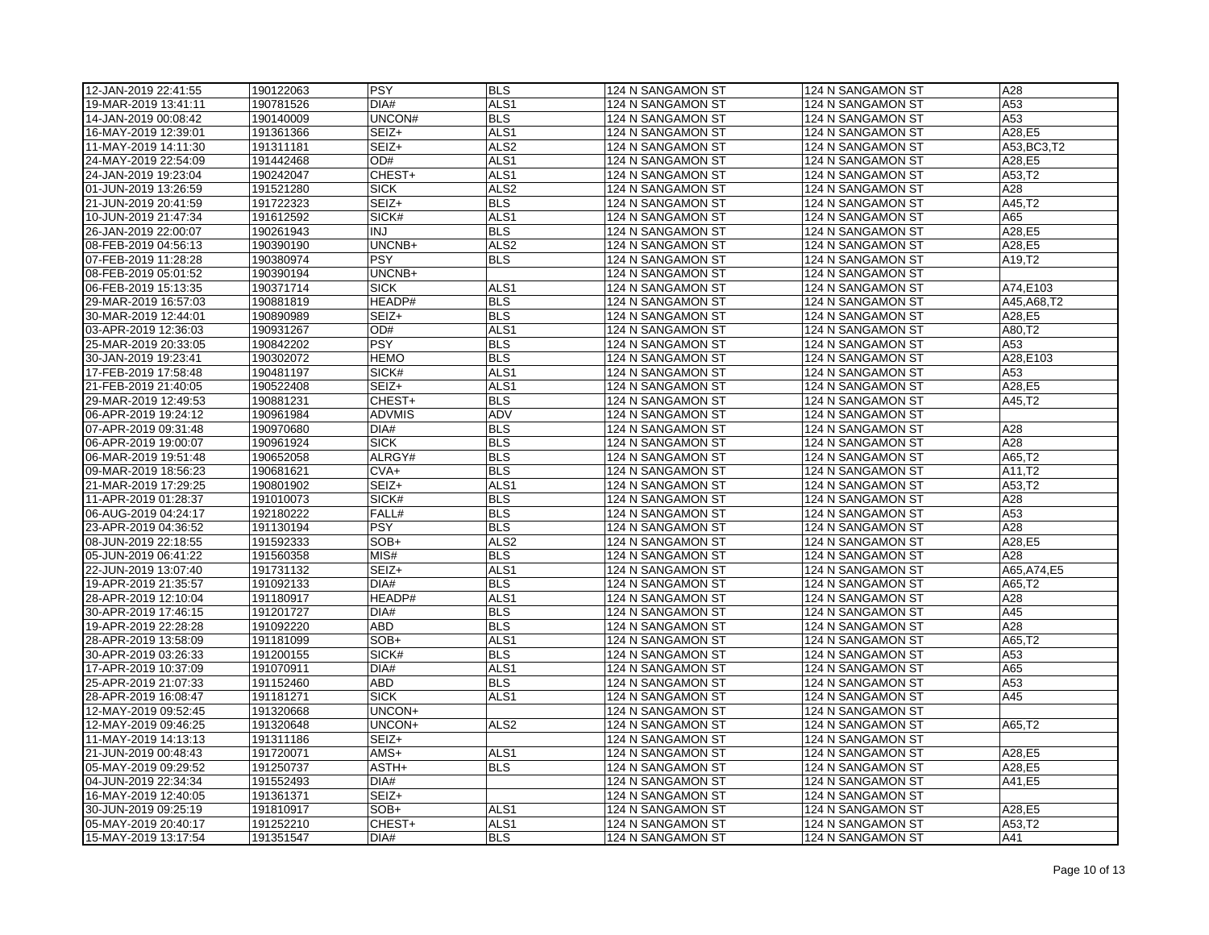| | | | | | | |
|---|---|---|---|---|---|---|
| 12-JAN-2019 22:41:55 | 190122063 | PSY | BLS | 124 N SANGAMON ST | 124 N SANGAMON ST | A28 |
| 19-MAR-2019 13:41:11 | 190781526 | DIA# | ALS1 | 124 N SANGAMON ST | 124 N SANGAMON ST | A53 |
| 14-JAN-2019 00:08:42 | 190140009 | UNCON# | BLS | 124 N SANGAMON ST | 124 N SANGAMON ST | A53 |
| 16-MAY-2019 12:39:01 | 191361366 | SEIZ+ | ALS1 | 124 N SANGAMON ST | 124 N SANGAMON ST | A28,E5 |
| 11-MAY-2019 14:11:30 | 191311181 | SEIZ+ | ALS2 | 124 N SANGAMON ST | 124 N SANGAMON ST | A53,BC3,T2 |
| 24-MAY-2019 22:54:09 | 191442468 | OD# | ALS1 | 124 N SANGAMON ST | 124 N SANGAMON ST | A28,E5 |
| 24-JAN-2019 19:23:04 | 190242047 | CHEST+ | ALS1 | 124 N SANGAMON ST | 124 N SANGAMON ST | A53,T2 |
| 01-JUN-2019 13:26:59 | 191521280 | SICK | ALS2 | 124 N SANGAMON ST | 124 N SANGAMON ST | A28 |
| 21-JUN-2019 20:41:59 | 191722323 | SEIZ+ | BLS | 124 N SANGAMON ST | 124 N SANGAMON ST | A45,T2 |
| 10-JUN-2019 21:47:34 | 191612592 | SICK# | ALS1 | 124 N SANGAMON ST | 124 N SANGAMON ST | A65 |
| 26-JAN-2019 22:00:07 | 190261943 | INJ | BLS | 124 N SANGAMON ST | 124 N SANGAMON ST | A28,E5 |
| 08-FEB-2019 04:56:13 | 190390190 | UNCNB+ | ALS2 | 124 N SANGAMON ST | 124 N SANGAMON ST | A28,E5 |
| 07-FEB-2019 11:28:28 | 190380974 | PSY | BLS | 124 N SANGAMON ST | 124 N SANGAMON ST | A19,T2 |
| 08-FEB-2019 05:01:52 | 190390194 | UNCNB+ | | 124 N SANGAMON ST | 124 N SANGAMON ST | |
| 06-FEB-2019 15:13:35 | 190371714 | SICK | ALS1 | 124 N SANGAMON ST | 124 N SANGAMON ST | A74,E103 |
| 29-MAR-2019 16:57:03 | 190881819 | HEADP# | BLS | 124 N SANGAMON ST | 124 N SANGAMON ST | A45,A68,T2 |
| 30-MAR-2019 12:44:01 | 190890989 | SEIZ+ | BLS | 124 N SANGAMON ST | 124 N SANGAMON ST | A28,E5 |
| 03-APR-2019 12:36:03 | 190931267 | OD# | ALS1 | 124 N SANGAMON ST | 124 N SANGAMON ST | A80,T2 |
| 25-MAR-2019 20:33:05 | 190842202 | PSY | BLS | 124 N SANGAMON ST | 124 N SANGAMON ST | A53 |
| 30-JAN-2019 19:23:41 | 190302072 | HEMO | BLS | 124 N SANGAMON ST | 124 N SANGAMON ST | A28,E103 |
| 17-FEB-2019 17:58:48 | 190481197 | SICK# | ALS1 | 124 N SANGAMON ST | 124 N SANGAMON ST | A53 |
| 21-FEB-2019 21:40:05 | 190522408 | SEIZ+ | ALS1 | 124 N SANGAMON ST | 124 N SANGAMON ST | A28,E5 |
| 29-MAR-2019 12:49:53 | 190881231 | CHEST+ | BLS | 124 N SANGAMON ST | 124 N SANGAMON ST | A45,T2 |
| 06-APR-2019 19:24:12 | 190961984 | ADVMIS | ADV | 124 N SANGAMON ST | 124 N SANGAMON ST | |
| 07-APR-2019 09:31:48 | 190970680 | DIA# | BLS | 124 N SANGAMON ST | 124 N SANGAMON ST | A28 |
| 06-APR-2019 19:00:07 | 190961924 | SICK | BLS | 124 N SANGAMON ST | 124 N SANGAMON ST | A28 |
| 06-MAR-2019 19:51:48 | 190652058 | ALRGY# | BLS | 124 N SANGAMON ST | 124 N SANGAMON ST | A65,T2 |
| 09-MAR-2019 18:56:23 | 190681621 | CVA+ | BLS | 124 N SANGAMON ST | 124 N SANGAMON ST | A11,T2 |
| 21-MAR-2019 17:29:25 | 190801902 | SEIZ+ | ALS1 | 124 N SANGAMON ST | 124 N SANGAMON ST | A53,T2 |
| 11-APR-2019 01:28:37 | 191010073 | SICK# | BLS | 124 N SANGAMON ST | 124 N SANGAMON ST | A28 |
| 06-AUG-2019 04:24:17 | 192180222 | FALL# | BLS | 124 N SANGAMON ST | 124 N SANGAMON ST | A53 |
| 23-APR-2019 04:36:52 | 191130194 | PSY | BLS | 124 N SANGAMON ST | 124 N SANGAMON ST | A28 |
| 08-JUN-2019 22:18:55 | 191592333 | SOB+ | ALS2 | 124 N SANGAMON ST | 124 N SANGAMON ST | A28,E5 |
| 05-JUN-2019 06:41:22 | 191560358 | MIS# | BLS | 124 N SANGAMON ST | 124 N SANGAMON ST | A28 |
| 22-JUN-2019 13:07:40 | 191731132 | SEIZ+ | ALS1 | 124 N SANGAMON ST | 124 N SANGAMON ST | A65,A74,E5 |
| 19-APR-2019 21:35:57 | 191092133 | DIA# | BLS | 124 N SANGAMON ST | 124 N SANGAMON ST | A65,T2 |
| 28-APR-2019 12:10:04 | 191180917 | HEADP# | ALS1 | 124 N SANGAMON ST | 124 N SANGAMON ST | A28 |
| 30-APR-2019 17:46:15 | 191201727 | DIA# | BLS | 124 N SANGAMON ST | 124 N SANGAMON ST | A45 |
| 19-APR-2019 22:28:28 | 191092220 | ABD | BLS | 124 N SANGAMON ST | 124 N SANGAMON ST | A28 |
| 28-APR-2019 13:58:09 | 191181099 | SOB+ | ALS1 | 124 N SANGAMON ST | 124 N SANGAMON ST | A65,T2 |
| 30-APR-2019 03:26:33 | 191200155 | SICK# | BLS | 124 N SANGAMON ST | 124 N SANGAMON ST | A53 |
| 17-APR-2019 10:37:09 | 191070911 | DIA# | ALS1 | 124 N SANGAMON ST | 124 N SANGAMON ST | A65 |
| 25-APR-2019 21:07:33 | 191152460 | ABD | BLS | 124 N SANGAMON ST | 124 N SANGAMON ST | A53 |
| 28-APR-2019 16:08:47 | 191181271 | SICK | ALS1 | 124 N SANGAMON ST | 124 N SANGAMON ST | A45 |
| 12-MAY-2019 09:52:45 | 191320668 | UNCON+ | | 124 N SANGAMON ST | 124 N SANGAMON ST | |
| 12-MAY-2019 09:46:25 | 191320648 | UNCON+ | ALS2 | 124 N SANGAMON ST | 124 N SANGAMON ST | A65,T2 |
| 11-MAY-2019 14:13:13 | 191311186 | SEIZ+ | | 124 N SANGAMON ST | 124 N SANGAMON ST | |
| 21-JUN-2019 00:48:43 | 191720071 | AMS+ | ALS1 | 124 N SANGAMON ST | 124 N SANGAMON ST | A28,E5 |
| 05-MAY-2019 09:29:52 | 191250737 | ASTH+ | BLS | 124 N SANGAMON ST | 124 N SANGAMON ST | A28,E5 |
| 04-JUN-2019 22:34:34 | 191552493 | DIA# | | 124 N SANGAMON ST | 124 N SANGAMON ST | A41,E5 |
| 16-MAY-2019 12:40:05 | 191361371 | SEIZ+ | | 124 N SANGAMON ST | 124 N SANGAMON ST | |
| 30-JUN-2019 09:25:19 | 191810917 | SOB+ | ALS1 | 124 N SANGAMON ST | 124 N SANGAMON ST | A28,E5 |
| 05-MAY-2019 20:40:17 | 191252210 | CHEST+ | ALS1 | 124 N SANGAMON ST | 124 N SANGAMON ST | A53,T2 |
| 15-MAY-2019 13:17:54 | 191351547 | DIA# | BLS | 124 N SANGAMON ST | 124 N SANGAMON ST | A41 |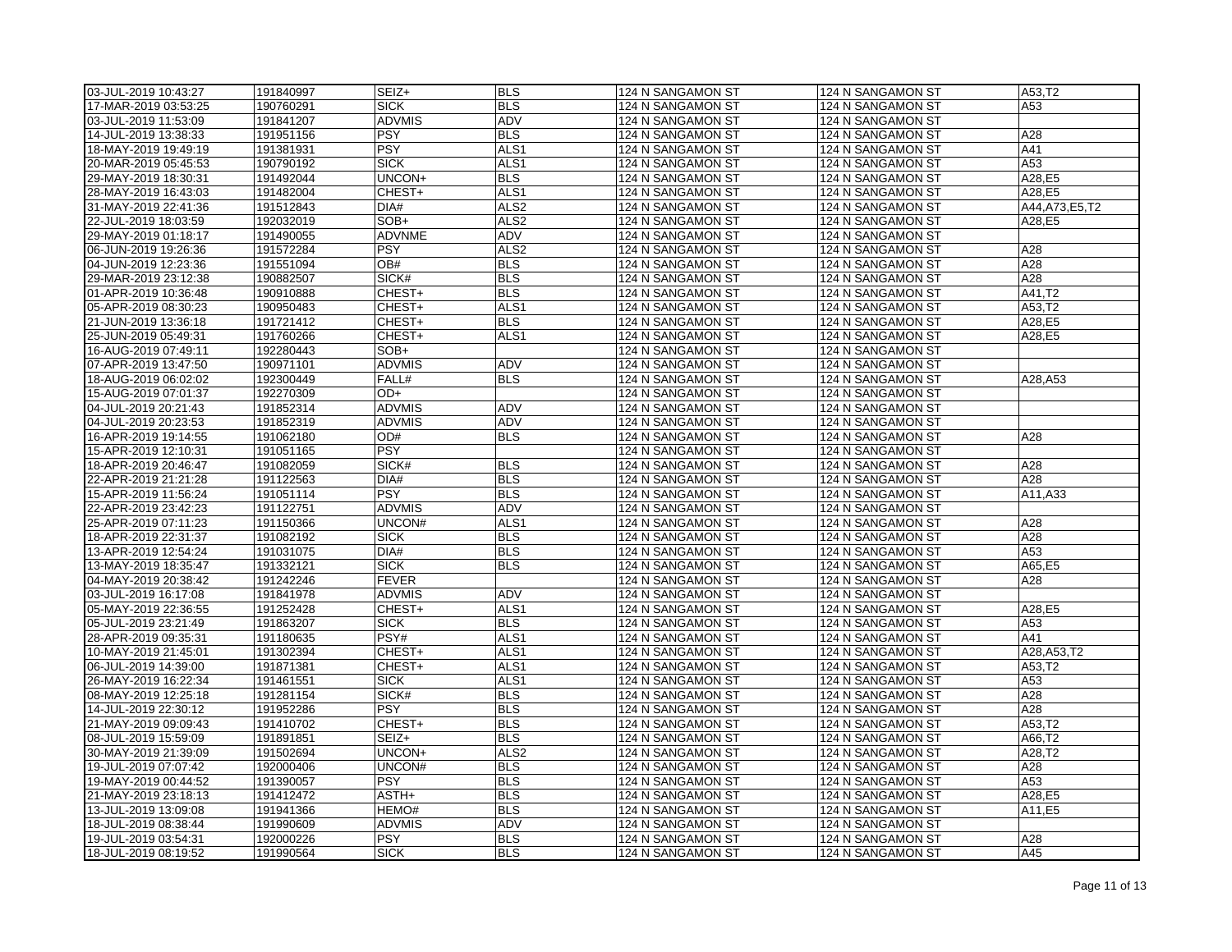| | | | | | | |
|---|---|---|---|---|---|---|
| 03-JUL-2019 10:43:27 | 191840997 | SEIZ+ | BLS | 124 N SANGAMON ST | 124 N SANGAMON ST | A53,T2 |
| 17-MAR-2019 03:53:25 | 190760291 | SICK | BLS | 124 N SANGAMON ST | 124 N SANGAMON ST | A53 |
| 03-JUL-2019 11:53:09 | 191841207 | ADVMIS | ADV | 124 N SANGAMON ST | 124 N SANGAMON ST | |
| 14-JUL-2019 13:38:33 | 191951156 | PSY | BLS | 124 N SANGAMON ST | 124 N SANGAMON ST | A28 |
| 18-MAY-2019 19:49:19 | 191381931 | PSY | ALS1 | 124 N SANGAMON ST | 124 N SANGAMON ST | A41 |
| 20-MAR-2019 05:45:53 | 190790192 | SICK | ALS1 | 124 N SANGAMON ST | 124 N SANGAMON ST | A53 |
| 29-MAY-2019 18:30:31 | 191492044 | UNCON+ | BLS | 124 N SANGAMON ST | 124 N SANGAMON ST | A28,E5 |
| 28-MAY-2019 16:43:03 | 191482004 | CHEST+ | ALS1 | 124 N SANGAMON ST | 124 N SANGAMON ST | A28,E5 |
| 31-MAY-2019 22:41:36 | 191512843 | DIA# | ALS2 | 124 N SANGAMON ST | 124 N SANGAMON ST | A44,A73,E5,T2 |
| 22-JUL-2019 18:03:59 | 192032019 | SOB+ | ALS2 | 124 N SANGAMON ST | 124 N SANGAMON ST | A28,E5 |
| 29-MAY-2019 01:18:17 | 191490055 | ADVNME | ADV | 124 N SANGAMON ST | 124 N SANGAMON ST | |
| 06-JUN-2019 19:26:36 | 191572284 | PSY | ALS2 | 124 N SANGAMON ST | 124 N SANGAMON ST | A28 |
| 04-JUN-2019 12:23:36 | 191551094 | OB# | BLS | 124 N SANGAMON ST | 124 N SANGAMON ST | A28 |
| 29-MAR-2019 23:12:38 | 190882507 | SICK# | BLS | 124 N SANGAMON ST | 124 N SANGAMON ST | A28 |
| 01-APR-2019 10:36:48 | 190910888 | CHEST+ | BLS | 124 N SANGAMON ST | 124 N SANGAMON ST | A41,T2 |
| 05-APR-2019 08:30:23 | 190950483 | CHEST+ | ALS1 | 124 N SANGAMON ST | 124 N SANGAMON ST | A53,T2 |
| 21-JUN-2019 13:36:18 | 191721412 | CHEST+ | BLS | 124 N SANGAMON ST | 124 N SANGAMON ST | A28,E5 |
| 25-JUN-2019 05:49:31 | 191760266 | CHEST+ | ALS1 | 124 N SANGAMON ST | 124 N SANGAMON ST | A28,E5 |
| 16-AUG-2019 07:49:11 | 192280443 | SOB+ | | 124 N SANGAMON ST | 124 N SANGAMON ST | |
| 07-APR-2019 13:47:50 | 190971101 | ADVMIS | ADV | 124 N SANGAMON ST | 124 N SANGAMON ST | |
| 18-AUG-2019 06:02:02 | 192300449 | FALL# | BLS | 124 N SANGAMON ST | 124 N SANGAMON ST | A28,A53 |
| 15-AUG-2019 07:01:37 | 192270309 | OD+ | | 124 N SANGAMON ST | 124 N SANGAMON ST | |
| 04-JUL-2019 20:21:43 | 191852314 | ADVMIS | ADV | 124 N SANGAMON ST | 124 N SANGAMON ST | |
| 04-JUL-2019 20:23:53 | 191852319 | ADVMIS | ADV | 124 N SANGAMON ST | 124 N SANGAMON ST | |
| 16-APR-2019 19:14:55 | 191062180 | OD# | BLS | 124 N SANGAMON ST | 124 N SANGAMON ST | A28 |
| 15-APR-2019 12:10:31 | 191051165 | PSY | | 124 N SANGAMON ST | 124 N SANGAMON ST | |
| 18-APR-2019 20:46:47 | 191082059 | SICK# | BLS | 124 N SANGAMON ST | 124 N SANGAMON ST | A28 |
| 22-APR-2019 21:21:28 | 191122563 | DIA# | BLS | 124 N SANGAMON ST | 124 N SANGAMON ST | A28 |
| 15-APR-2019 11:56:24 | 191051114 | PSY | BLS | 124 N SANGAMON ST | 124 N SANGAMON ST | A11,A33 |
| 22-APR-2019 23:42:23 | 191122751 | ADVMIS | ADV | 124 N SANGAMON ST | 124 N SANGAMON ST | |
| 25-APR-2019 07:11:23 | 191150366 | UNCON# | ALS1 | 124 N SANGAMON ST | 124 N SANGAMON ST | A28 |
| 18-APR-2019 22:31:37 | 191082192 | SICK | BLS | 124 N SANGAMON ST | 124 N SANGAMON ST | A28 |
| 13-APR-2019 12:54:24 | 191031075 | DIA# | BLS | 124 N SANGAMON ST | 124 N SANGAMON ST | A53 |
| 13-MAY-2019 18:35:47 | 191332121 | SICK | BLS | 124 N SANGAMON ST | 124 N SANGAMON ST | A65,E5 |
| 04-MAY-2019 20:38:42 | 191242246 | FEVER | | 124 N SANGAMON ST | 124 N SANGAMON ST | A28 |
| 03-JUL-2019 16:17:08 | 191841978 | ADVMIS | ADV | 124 N SANGAMON ST | 124 N SANGAMON ST | |
| 05-MAY-2019 22:36:55 | 191252428 | CHEST+ | ALS1 | 124 N SANGAMON ST | 124 N SANGAMON ST | A28,E5 |
| 05-JUL-2019 23:21:49 | 191863207 | SICK | BLS | 124 N SANGAMON ST | 124 N SANGAMON ST | A53 |
| 28-APR-2019 09:35:31 | 191180635 | PSY# | ALS1 | 124 N SANGAMON ST | 124 N SANGAMON ST | A41 |
| 10-MAY-2019 21:45:01 | 191302394 | CHEST+ | ALS1 | 124 N SANGAMON ST | 124 N SANGAMON ST | A28,A53,T2 |
| 06-JUL-2019 14:39:00 | 191871381 | CHEST+ | ALS1 | 124 N SANGAMON ST | 124 N SANGAMON ST | A53,T2 |
| 26-MAY-2019 16:22:34 | 191461551 | SICK | ALS1 | 124 N SANGAMON ST | 124 N SANGAMON ST | A53 |
| 08-MAY-2019 12:25:18 | 191281154 | SICK# | BLS | 124 N SANGAMON ST | 124 N SANGAMON ST | A28 |
| 14-JUL-2019 22:30:12 | 191952286 | PSY | BLS | 124 N SANGAMON ST | 124 N SANGAMON ST | A28 |
| 21-MAY-2019 09:09:43 | 191410702 | CHEST+ | BLS | 124 N SANGAMON ST | 124 N SANGAMON ST | A53,T2 |
| 08-JUL-2019 15:59:09 | 191891851 | SEIZ+ | BLS | 124 N SANGAMON ST | 124 N SANGAMON ST | A66,T2 |
| 30-MAY-2019 21:39:09 | 191502694 | UNCON+ | ALS2 | 124 N SANGAMON ST | 124 N SANGAMON ST | A28,T2 |
| 19-JUL-2019 07:07:42 | 192000406 | UNCON# | BLS | 124 N SANGAMON ST | 124 N SANGAMON ST | A28 |
| 19-MAY-2019 00:44:52 | 191390057 | PSY | BLS | 124 N SANGAMON ST | 124 N SANGAMON ST | A53 |
| 21-MAY-2019 23:18:13 | 191412472 | ASTH+ | BLS | 124 N SANGAMON ST | 124 N SANGAMON ST | A28,E5 |
| 13-JUL-2019 13:09:08 | 191941366 | HEMO# | BLS | 124 N SANGAMON ST | 124 N SANGAMON ST | A11,E5 |
| 18-JUL-2019 08:38:44 | 191990609 | ADVMIS | ADV | 124 N SANGAMON ST | 124 N SANGAMON ST | |
| 19-JUL-2019 03:54:31 | 192000226 | PSY | BLS | 124 N SANGAMON ST | 124 N SANGAMON ST | A28 |
| 18-JUL-2019 08:19:52 | 191990564 | SICK | BLS | 124 N SANGAMON ST | 124 N SANGAMON ST | A45 |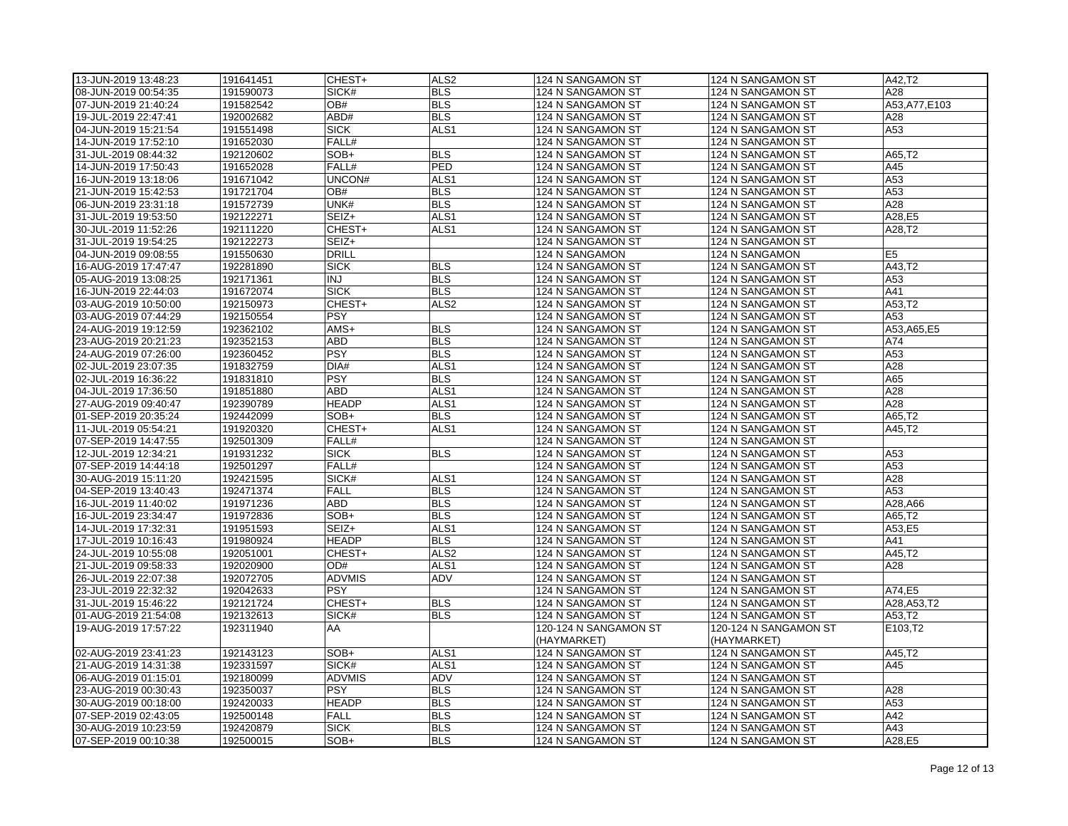| | | | | | | |
|---|---|---|---|---|---|---|
| 13-JUN-2019 13:48:23 | 191641451 | CHEST+ | ALS2 | 124 N SANGAMON ST | 124 N SANGAMON ST | A42,T2 |
| 08-JUN-2019 00:54:35 | 191590073 | SICK# | BLS | 124 N SANGAMON ST | 124 N SANGAMON ST | A28 |
| 07-JUN-2019 21:40:24 | 191582542 | OB# | BLS | 124 N SANGAMON ST | 124 N SANGAMON ST | A53,A77,E103 |
| 19-JUL-2019 22:47:41 | 192002682 | ABD# | BLS | 124 N SANGAMON ST | 124 N SANGAMON ST | A28 |
| 04-JUN-2019 15:21:54 | 191551498 | SICK | ALS1 | 124 N SANGAMON ST | 124 N SANGAMON ST | A53 |
| 14-JUN-2019 17:52:10 | 191652030 | FALL# | | 124 N SANGAMON ST | 124 N SANGAMON ST | |
| 31-JUL-2019 08:44:32 | 192120602 | SOB+ | BLS | 124 N SANGAMON ST | 124 N SANGAMON ST | A65,T2 |
| 14-JUN-2019 17:50:43 | 191652028 | FALL# | PED | 124 N SANGAMON ST | 124 N SANGAMON ST | A45 |
| 16-JUN-2019 13:18:06 | 191671042 | UNCON# | ALS1 | 124 N SANGAMON ST | 124 N SANGAMON ST | A53 |
| 21-JUN-2019 15:42:53 | 191721704 | OB# | BLS | 124 N SANGAMON ST | 124 N SANGAMON ST | A53 |
| 06-JUN-2019 23:31:18 | 191572739 | UNK# | BLS | 124 N SANGAMON ST | 124 N SANGAMON ST | A28 |
| 31-JUL-2019 19:53:50 | 192122271 | SEIZ+ | ALS1 | 124 N SANGAMON ST | 124 N SANGAMON ST | A28,E5 |
| 30-JUL-2019 11:52:26 | 192111220 | CHEST+ | ALS1 | 124 N SANGAMON ST | 124 N SANGAMON ST | A28,T2 |
| 31-JUL-2019 19:54:25 | 192122273 | SEIZ+ | | 124 N SANGAMON ST | 124 N SANGAMON ST | |
| 04-JUN-2019 09:08:55 | 191550630 | DRILL | | 124 N SANGAMON | 124 N SANGAMON | E5 |
| 16-AUG-2019 17:47:47 | 192281890 | SICK | BLS | 124 N SANGAMON ST | 124 N SANGAMON ST | A43,T2 |
| 05-AUG-2019 13:08:25 | 192171361 | INJ | BLS | 124 N SANGAMON ST | 124 N SANGAMON ST | A53 |
| 16-JUN-2019 22:44:03 | 191672074 | SICK | BLS | 124 N SANGAMON ST | 124 N SANGAMON ST | A41 |
| 03-AUG-2019 10:50:00 | 192150973 | CHEST+ | ALS2 | 124 N SANGAMON ST | 124 N SANGAMON ST | A53,T2 |
| 03-AUG-2019 07:44:29 | 192150554 | PSY | | 124 N SANGAMON ST | 124 N SANGAMON ST | A53 |
| 24-AUG-2019 19:12:59 | 192362102 | AMS+ | BLS | 124 N SANGAMON ST | 124 N SANGAMON ST | A53,A65,E5 |
| 23-AUG-2019 20:21:23 | 192352153 | ABD | BLS | 124 N SANGAMON ST | 124 N SANGAMON ST | A74 |
| 24-AUG-2019 07:26:00 | 192360452 | PSY | BLS | 124 N SANGAMON ST | 124 N SANGAMON ST | A53 |
| 02-JUL-2019 23:07:35 | 191832759 | DIA# | ALS1 | 124 N SANGAMON ST | 124 N SANGAMON ST | A28 |
| 02-JUL-2019 16:36:22 | 191831810 | PSY | BLS | 124 N SANGAMON ST | 124 N SANGAMON ST | A65 |
| 04-JUL-2019 17:36:50 | 191851880 | ABD | ALS1 | 124 N SANGAMON ST | 124 N SANGAMON ST | A28 |
| 27-AUG-2019 09:40:47 | 192390789 | HEADP | ALS1 | 124 N SANGAMON ST | 124 N SANGAMON ST | A28 |
| 01-SEP-2019 20:35:24 | 192442099 | SOB+ | BLS | 124 N SANGAMON ST | 124 N SANGAMON ST | A65,T2 |
| 11-JUL-2019 05:54:21 | 191920320 | CHEST+ | ALS1 | 124 N SANGAMON ST | 124 N SANGAMON ST | A45,T2 |
| 07-SEP-2019 14:47:55 | 192501309 | FALL# | | 124 N SANGAMON ST | 124 N SANGAMON ST | |
| 12-JUL-2019 12:34:21 | 191931232 | SICK | BLS | 124 N SANGAMON ST | 124 N SANGAMON ST | A53 |
| 07-SEP-2019 14:44:18 | 192501297 | FALL# | | 124 N SANGAMON ST | 124 N SANGAMON ST | A53 |
| 30-AUG-2019 15:11:20 | 192421595 | SICK# | ALS1 | 124 N SANGAMON ST | 124 N SANGAMON ST | A28 |
| 04-SEP-2019 13:40:43 | 192471374 | FALL | BLS | 124 N SANGAMON ST | 124 N SANGAMON ST | A53 |
| 16-JUL-2019 11:40:02 | 191971236 | ABD | BLS | 124 N SANGAMON ST | 124 N SANGAMON ST | A28,A66 |
| 16-JUL-2019 23:34:47 | 191972836 | SOB+ | BLS | 124 N SANGAMON ST | 124 N SANGAMON ST | A65,T2 |
| 14-JUL-2019 17:32:31 | 191951593 | SEIZ+ | ALS1 | 124 N SANGAMON ST | 124 N SANGAMON ST | A53,E5 |
| 17-JUL-2019 10:16:43 | 191980924 | HEADP | BLS | 124 N SANGAMON ST | 124 N SANGAMON ST | A41 |
| 24-JUL-2019 10:55:08 | 192051001 | CHEST+ | ALS2 | 124 N SANGAMON ST | 124 N SANGAMON ST | A45,T2 |
| 21-JUL-2019 09:58:33 | 192020900 | OD# | ALS1 | 124 N SANGAMON ST | 124 N SANGAMON ST | A28 |
| 26-JUL-2019 22:07:38 | 192072705 | ADVMIS | ADV | 124 N SANGAMON ST | 124 N SANGAMON ST | |
| 23-JUL-2019 22:32:32 | 192042633 | PSY | | 124 N SANGAMON ST | 124 N SANGAMON ST | A74,E5 |
| 31-JUL-2019 15:46:22 | 192121724 | CHEST+ | BLS | 124 N SANGAMON ST | 124 N SANGAMON ST | A28,A53,T2 |
| 01-AUG-2019 21:54:08 | 192132613 | SICK# | BLS | 124 N SANGAMON ST | 124 N SANGAMON ST | A53,T2 |
| 19-AUG-2019 17:57:22 | 192311940 | AA | | 120-124 N SANGAMON ST (HAYMARKET) | 120-124 N SANGAMON ST (HAYMARKET) | E103,T2 |
| 02-AUG-2019 23:41:23 | 192143123 | SOB+ | ALS1 | 124 N SANGAMON ST | 124 N SANGAMON ST | A45,T2 |
| 21-AUG-2019 14:31:38 | 192331597 | SICK# | ALS1 | 124 N SANGAMON ST | 124 N SANGAMON ST | A45 |
| 06-AUG-2019 01:15:01 | 192180099 | ADVMIS | ADV | 124 N SANGAMON ST | 124 N SANGAMON ST | |
| 23-AUG-2019 00:30:43 | 192350037 | PSY | BLS | 124 N SANGAMON ST | 124 N SANGAMON ST | A28 |
| 30-AUG-2019 00:18:00 | 192420033 | HEADP | BLS | 124 N SANGAMON ST | 124 N SANGAMON ST | A53 |
| 07-SEP-2019 02:43:05 | 192500148 | FALL | BLS | 124 N SANGAMON ST | 124 N SANGAMON ST | A42 |
| 30-AUG-2019 10:23:59 | 192420879 | SICK | BLS | 124 N SANGAMON ST | 124 N SANGAMON ST | A43 |
| 07-SEP-2019 00:10:38 | 192500015 | SOB+ | BLS | 124 N SANGAMON ST | 124 N SANGAMON ST | A28,E5 |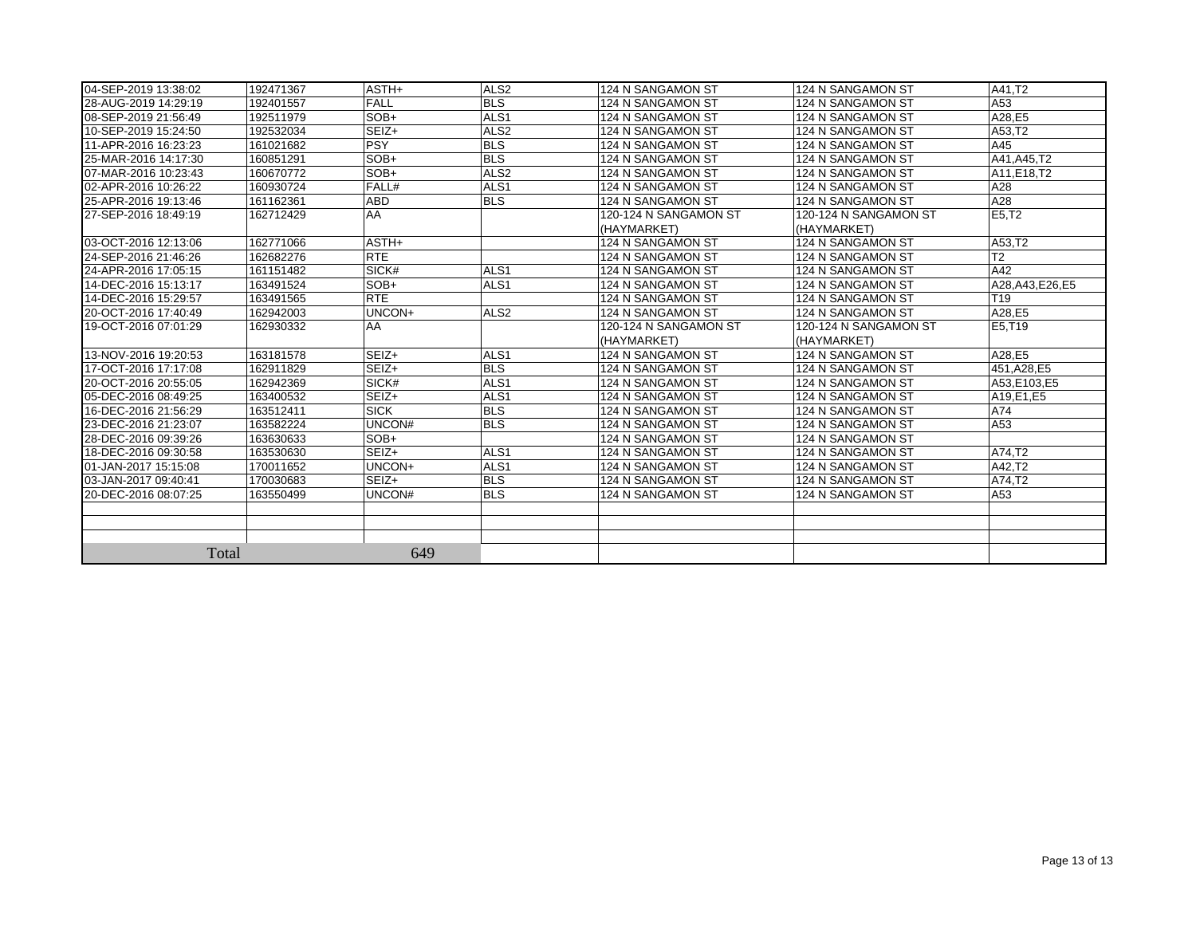| | | | | | | |
|---|---|---|---|---|---|---|
| 04-SEP-2019 13:38:02 | 192471367 | ASTH+ | ALS2 | 124 N SANGAMON ST | 124 N SANGAMON ST | A41,T2 |
| 28-AUG-2019 14:29:19 | 192401557 | FALL | BLS | 124 N SANGAMON ST | 124 N SANGAMON ST | A53 |
| 08-SEP-2019 21:56:49 | 192511979 | SOB+ | ALS1 | 124 N SANGAMON ST | 124 N SANGAMON ST | A28,E5 |
| 10-SEP-2019 15:24:50 | 192532034 | SEIZ+ | ALS2 | 124 N SANGAMON ST | 124 N SANGAMON ST | A53,T2 |
| 11-APR-2016 16:23:23 | 161021682 | PSY | BLS | 124 N SANGAMON ST | 124 N SANGAMON ST | A45 |
| 25-MAR-2016 14:17:30 | 160851291 | SOB+ | BLS | 124 N SANGAMON ST | 124 N SANGAMON ST | A41,A45,T2 |
| 07-MAR-2016 10:23:43 | 160670772 | SOB+ | ALS2 | 124 N SANGAMON ST | 124 N SANGAMON ST | A11,E18,T2 |
| 02-APR-2016 10:26:22 | 160930724 | FALL# | ALS1 | 124 N SANGAMON ST | 124 N SANGAMON ST | A28 |
| 25-APR-2016 19:13:46 | 161162361 | ABD | BLS | 124 N SANGAMON ST | 124 N SANGAMON ST | A28 |
| 27-SEP-2016 18:49:19 | 162712429 | AA | | 120-124 N SANGAMON ST (HAYMARKET) | 120-124 N SANGAMON ST (HAYMARKET) | E5,T2 |
| 03-OCT-2016 12:13:06 | 162771066 | ASTH+ | | 124 N SANGAMON ST | 124 N SANGAMON ST | A53,T2 |
| 24-SEP-2016 21:46:26 | 162682276 | RTE | | 124 N SANGAMON ST | 124 N SANGAMON ST | T2 |
| 24-APR-2016 17:05:15 | 161151482 | SICK# | ALS1 | 124 N SANGAMON ST | 124 N SANGAMON ST | A42 |
| 14-DEC-2016 15:13:17 | 163491524 | SOB+ | ALS1 | 124 N SANGAMON ST | 124 N SANGAMON ST | A28,A43,E26,E5 |
| 14-DEC-2016 15:29:57 | 163491565 | RTE | | 124 N SANGAMON ST | 124 N SANGAMON ST | T19 |
| 20-OCT-2016 17:40:49 | 162942003 | UNCON+ | ALS2 | 124 N SANGAMON ST | 124 N SANGAMON ST | A28,E5 |
| 19-OCT-2016 07:01:29 | 162930332 | AA | | 120-124 N SANGAMON ST (HAYMARKET) | 120-124 N SANGAMON ST (HAYMARKET) | E5,T19 |
| 13-NOV-2016 19:20:53 | 163181578 | SEIZ+ | ALS1 | 124 N SANGAMON ST | 124 N SANGAMON ST | A28,E5 |
| 17-OCT-2016 17:17:08 | 162911829 | SEIZ+ | BLS | 124 N SANGAMON ST | 124 N SANGAMON ST | 451,A28,E5 |
| 20-OCT-2016 20:55:05 | 162942369 | SICK# | ALS1 | 124 N SANGAMON ST | 124 N SANGAMON ST | A53,E103,E5 |
| 05-DEC-2016 08:49:25 | 163400532 | SEIZ+ | ALS1 | 124 N SANGAMON ST | 124 N SANGAMON ST | A19,E1,E5 |
| 16-DEC-2016 21:56:29 | 163512411 | SICK | BLS | 124 N SANGAMON ST | 124 N SANGAMON ST | A74 |
| 23-DEC-2016 21:23:07 | 163582224 | UNCON# | BLS | 124 N SANGAMON ST | 124 N SANGAMON ST | A53 |
| 28-DEC-2016 09:39:26 | 163630633 | SOB+ | | 124 N SANGAMON ST | 124 N SANGAMON ST | |
| 18-DEC-2016 09:30:58 | 163530630 | SEIZ+ | ALS1 | 124 N SANGAMON ST | 124 N SANGAMON ST | A74,T2 |
| 01-JAN-2017 15:15:08 | 170011652 | UNCON+ | ALS1 | 124 N SANGAMON ST | 124 N SANGAMON ST | A42,T2 |
| 03-JAN-2017 09:40:41 | 170030683 | SEIZ+ | BLS | 124 N SANGAMON ST | 124 N SANGAMON ST | A74,T2 |
| 20-DEC-2016 08:07:25 | 163550499 | UNCON# | BLS | 124 N SANGAMON ST | 124 N SANGAMON ST | A53 |
| | | | | | | |
| | | | | | | |
| | | | | | | |
| Total | | 649 | | | | |